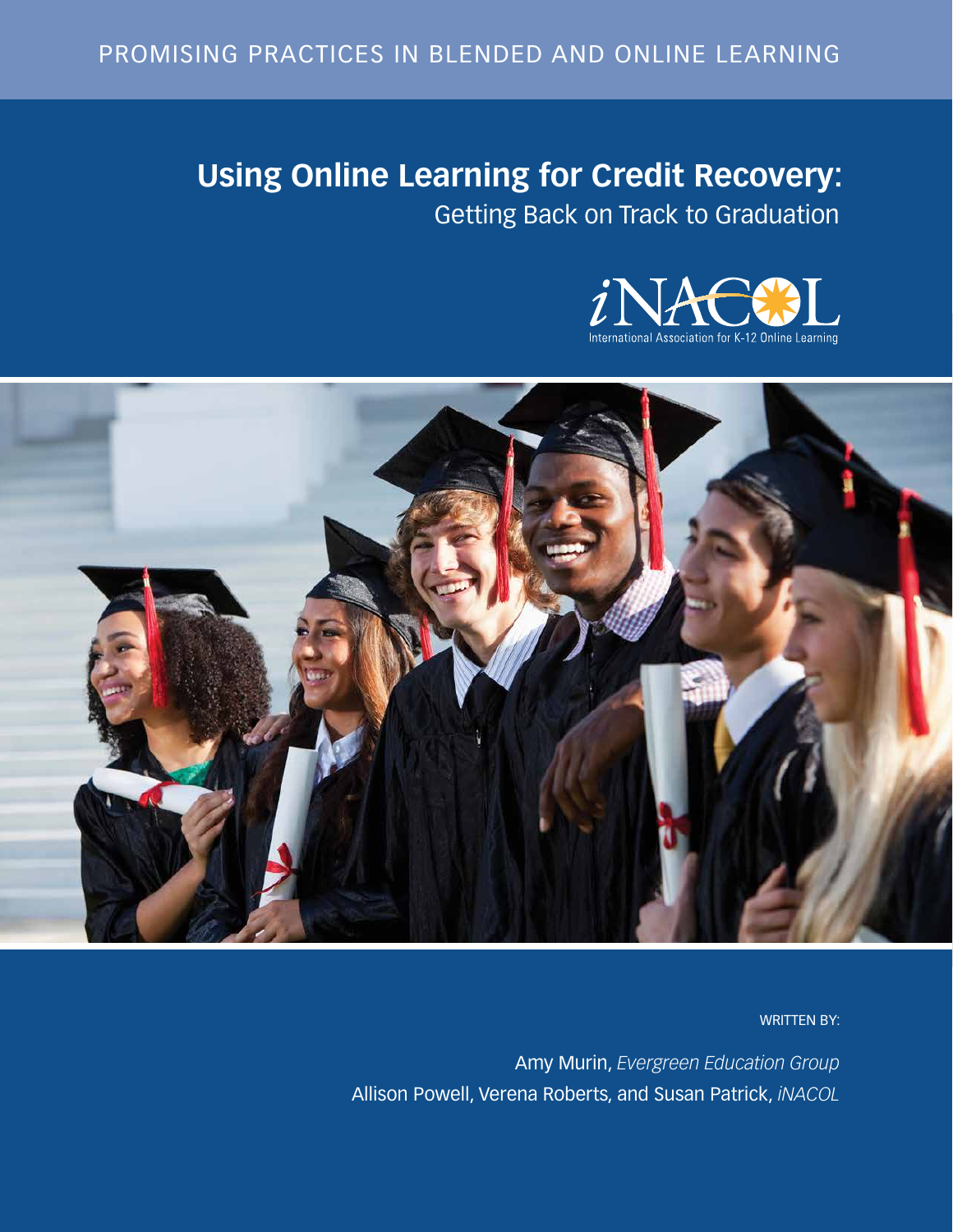PROMISING PRACTICES IN BLENDED AND ONLINE LEARNING

# Using Online Learning for Credit Recovery:

## Getting Back on Track to Graduation

iNACOL

International Association for K-12 Online Learning

WRITTEN BY:

Amy Murin, *Evergreen Education Group*

Allison Powell, Verena Roberts, and Susan Patrick, *iNACOL*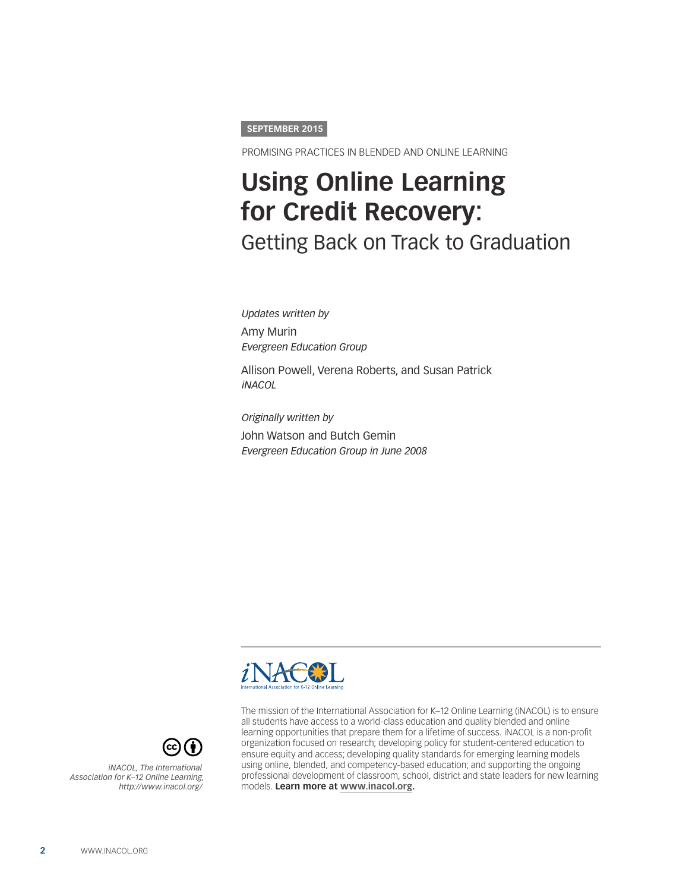**SEPTEMBER 2015**

PROMISING PRACTICES IN BLENDED AND ONLINE LEARNING

# Using Online Learning for Credit Recovery:

## Getting Back on Track to Graduation

*Updates written by*

Amy Murin
*Evergreen Education Group*

Allison Powell, Verena Roberts, and Susan Patrick
*iNACOL*

*Originally written by*

John Watson and Butch Gemin
*Evergreen Education Group in June 2008*

iNACOL
International Association for K-12 Online Learning

The mission of the International Association for K–12 Online Learning (iNACOL) is to ensure all students have access to a world-class education and quality blended and online learning opportunities that prepare them for a lifetime of success. iNACOL is a non-profit organization focused on research; developing policy for student-centered education to ensure equity and access; developing quality standards for emerging learning models using online, blended, and competency-based education; and supporting the ongoing professional development of classroom, school, district and state leaders for new learning models. **Learn more at www.inacol.org.**

*iNACOL, The International Association for K–12 Online Learning, http://www.inacol.org/*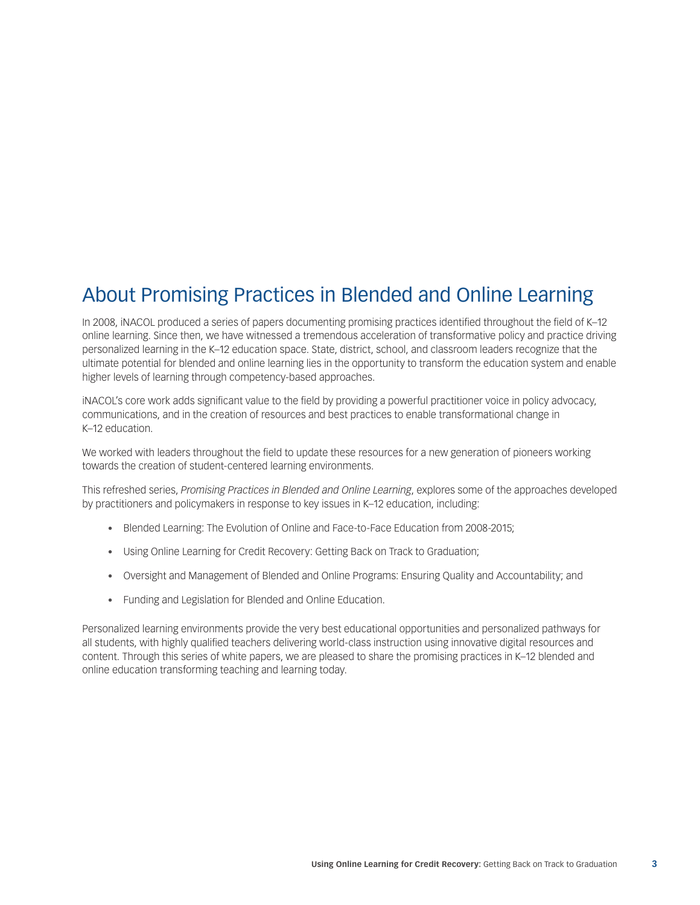## About Promising Practices in Blended and Online Learning

In 2008, iNACOL produced a series of papers documenting promising practices identified throughout the field of K–12 online learning. Since then, we have witnessed a tremendous acceleration of transformative policy and practice driving personalized learning in the K–12 education space. State, district, school, and classroom leaders recognize that the ultimate potential for blended and online learning lies in the opportunity to transform the education system and enable higher levels of learning through competency-based approaches.

iNACOL's core work adds significant value to the field by providing a powerful practitioner voice in policy advocacy, communications, and in the creation of resources and best practices to enable transformational change in K–12 education.

We worked with leaders throughout the field to update these resources for a new generation of pioneers working towards the creation of student-centered learning environments.

This refreshed series, *Promising Practices in Blended and Online Learning*, explores some of the approaches developed by practitioners and policymakers in response to key issues in K–12 education, including:

- Blended Learning: The Evolution of Online and Face-to-Face Education from 2008-2015;
- Using Online Learning for Credit Recovery: Getting Back on Track to Graduation;
- Oversight and Management of Blended and Online Programs: Ensuring Quality and Accountability; and
- Funding and Legislation for Blended and Online Education.

Personalized learning environments provide the very best educational opportunities and personalized pathways for all students, with highly qualified teachers delivering world-class instruction using innovative digital resources and content. Through this series of white papers, we are pleased to share the promising practices in K–12 blended and online education transforming teaching and learning today.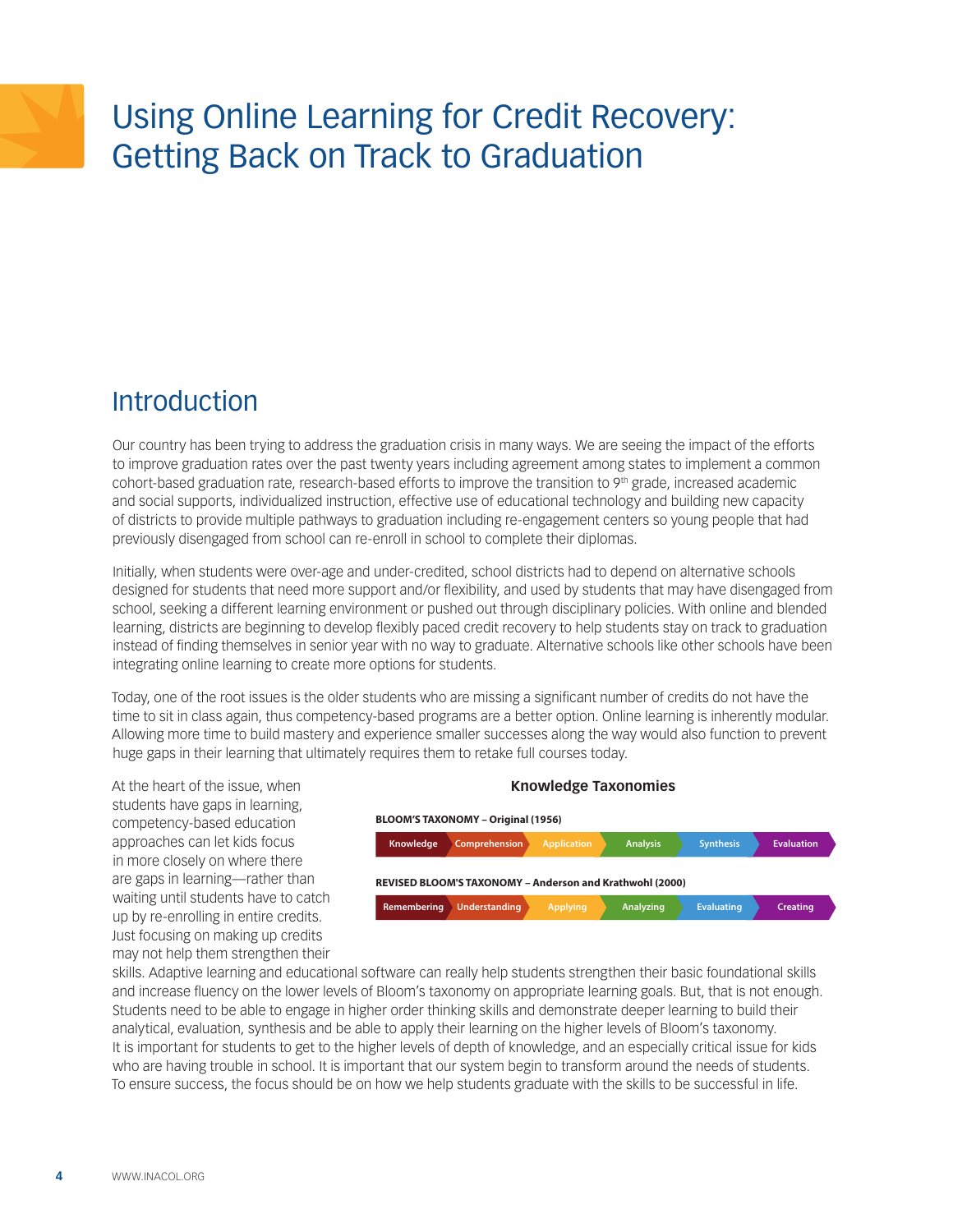# Using Online Learning for Credit Recovery: Getting Back on Track to Graduation

## Introduction

Our country has been trying to address the graduation crisis in many ways. We are seeing the impact of the efforts to improve graduation rates over the past twenty years including agreement among states to implement a common cohort-based graduation rate, research-based efforts to improve the transition to 9th grade, increased academic and social supports, individualized instruction, effective use of educational technology and building new capacity of districts to provide multiple pathways to graduation including re-engagement centers so young people that had previously disengaged from school can re-enroll in school to complete their diplomas.

Initially, when students were over-age and under-credited, school districts had to depend on alternative schools designed for students that need more support and/or flexibility, and used by students that may have disengaged from school, seeking a different learning environment or pushed out through disciplinary policies. With online and blended learning, districts are beginning to develop flexibly paced credit recovery to help students stay on track to graduation instead of finding themselves in senior year with no way to graduate. Alternative schools like other schools have been integrating online learning to create more options for students.

Today, one of the root issues is the older students who are missing a significant number of credits do not have the time to sit in class again, thus competency-based programs are a better option. Online learning is inherently modular. Allowing more time to build mastery and experience smaller successes along the way would also function to prevent huge gaps in their learning that ultimately requires them to retake full courses today.

**Knowledge Taxonomies**

**BLOOM'S TAXONOMY – Original (1956)**

| Knowledge | Comprehension | Application | Analysis | Synthesis | Evaluation |
|---|---|---|---|---|---|

**REVISED BLOOM'S TAXONOMY – Anderson and Krathwohl (2000)**

| Remembering | Understanding | Applying | Analyzing | Evaluating | Creating |
|---|---|---|---|---|---|

At the heart of the issue, when students have gaps in learning, competency-based education approaches can let kids focus in more closely on where there are gaps in learning—rather than waiting until students have to catch up by re-enrolling in entire credits. Just focusing on making up credits may not help them strengthen their skills. Adaptive learning and educational software can really help students strengthen their basic foundational skills and increase fluency on the lower levels of Bloom's taxonomy on appropriate learning goals. But, that is not enough. Students need to be able to engage in higher order thinking skills and demonstrate deeper learning to build their analytical, evaluation, synthesis and be able to apply their learning on the higher levels of Bloom's taxonomy. It is important for students to get to the higher levels of depth of knowledge, and an especially critical issue for kids who are having trouble in school. It is important that our system begin to transform around the needs of students. To ensure success, the focus should be on how we help students graduate with the skills to be successful in life.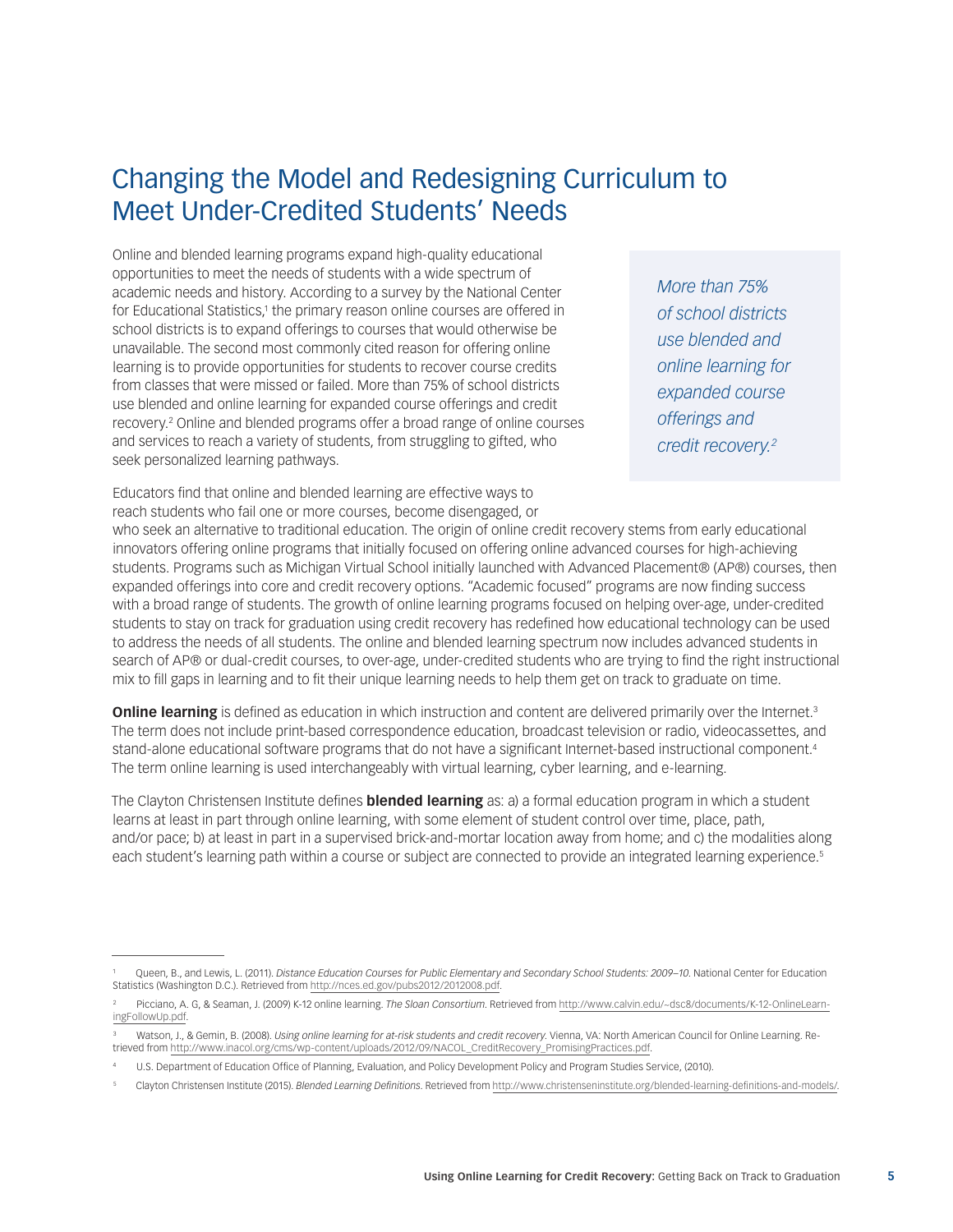# Changing the Model and Redesigning Curriculum to Meet Under-Credited Students' Needs

Online and blended learning programs expand high-quality educational opportunities to meet the needs of students with a wide spectrum of academic needs and history. According to a survey by the National Center for Educational Statistics,[1] the primary reason online courses are offered in school districts is to expand offerings to courses that would otherwise be unavailable. The second most commonly cited reason for offering online learning is to provide opportunities for students to recover course credits from classes that were missed or failed. More than 75% of school districts use blended and online learning for expanded course offerings and credit recovery.[2] Online and blended programs offer a broad range of online courses and services to reach a variety of students, from struggling to gifted, who seek personalized learning pathways.

> *More than 75% of school districts use blended and online learning for expanded course offerings and credit recovery.[2]*

Educators find that online and blended learning are effective ways to reach students who fail one or more courses, become disengaged, or who seek an alternative to traditional education. The origin of online credit recovery stems from early educational innovators offering online programs that initially focused on offering online advanced courses for high-achieving students. Programs such as Michigan Virtual School initially launched with Advanced Placement® (AP®) courses, then expanded offerings into core and credit recovery options. "Academic focused" programs are now finding success with a broad range of students. The growth of online learning programs focused on helping over-age, under-credited students to stay on track for graduation using credit recovery has redefined how educational technology can be used to address the needs of all students. The online and blended learning spectrum now includes advanced students in search of AP® or dual-credit courses, to over-age, under-credited students who are trying to find the right instructional mix to fill gaps in learning and to fit their unique learning needs to help them get on track to graduate on time.

**Online learning** is defined as education in which instruction and content are delivered primarily over the Internet.[3] The term does not include print-based correspondence education, broadcast television or radio, videocassettes, and stand-alone educational software programs that do not have a significant Internet-based instructional component.[4] The term online learning is used interchangeably with virtual learning, cyber learning, and e-learning.

The Clayton Christensen Institute defines **blended learning** as: a) a formal education program in which a student learns at least in part through online learning, with some element of student control over time, place, path, and/or pace; b) at least in part in a supervised brick-and-mortar location away from home; and c) the modalities along each student's learning path within a course or subject are connected to provide an integrated learning experience.[5]

---

[1] Queen, B., and Lewis, L. (2011). *Distance Education Courses for Public Elementary and Secondary School Students: 2009–10.* National Center for Education Statistics (Washington D.C.). Retrieved from http://nces.ed.gov/pubs2012/2012008.pdf.

[2] Picciano, A. G, & Seaman, J. (2009) K-12 online learning. *The Sloan Consortium.* Retrieved from http://www.calvin.edu/~dsc8/documents/K-12-OnlineLearningFollowUp.pdf.

[3] Watson, J., & Gemin, B. (2008). *Using online learning for at-risk students and credit recovery.* Vienna, VA: North American Council for Online Learning. Retrieved from http://www.inacol.org/cms/wp-content/uploads/2012/09/NACOL_CreditRecovery_PromisingPractices.pdf.

[4] U.S. Department of Education Office of Planning, Evaluation, and Policy Development Policy and Program Studies Service, (2010).

[5] Clayton Christensen Institute (2015). *Blended Learning Definitions.* Retrieved from http://www.christenseninstitute.org/blended-learning-definitions-and-models/.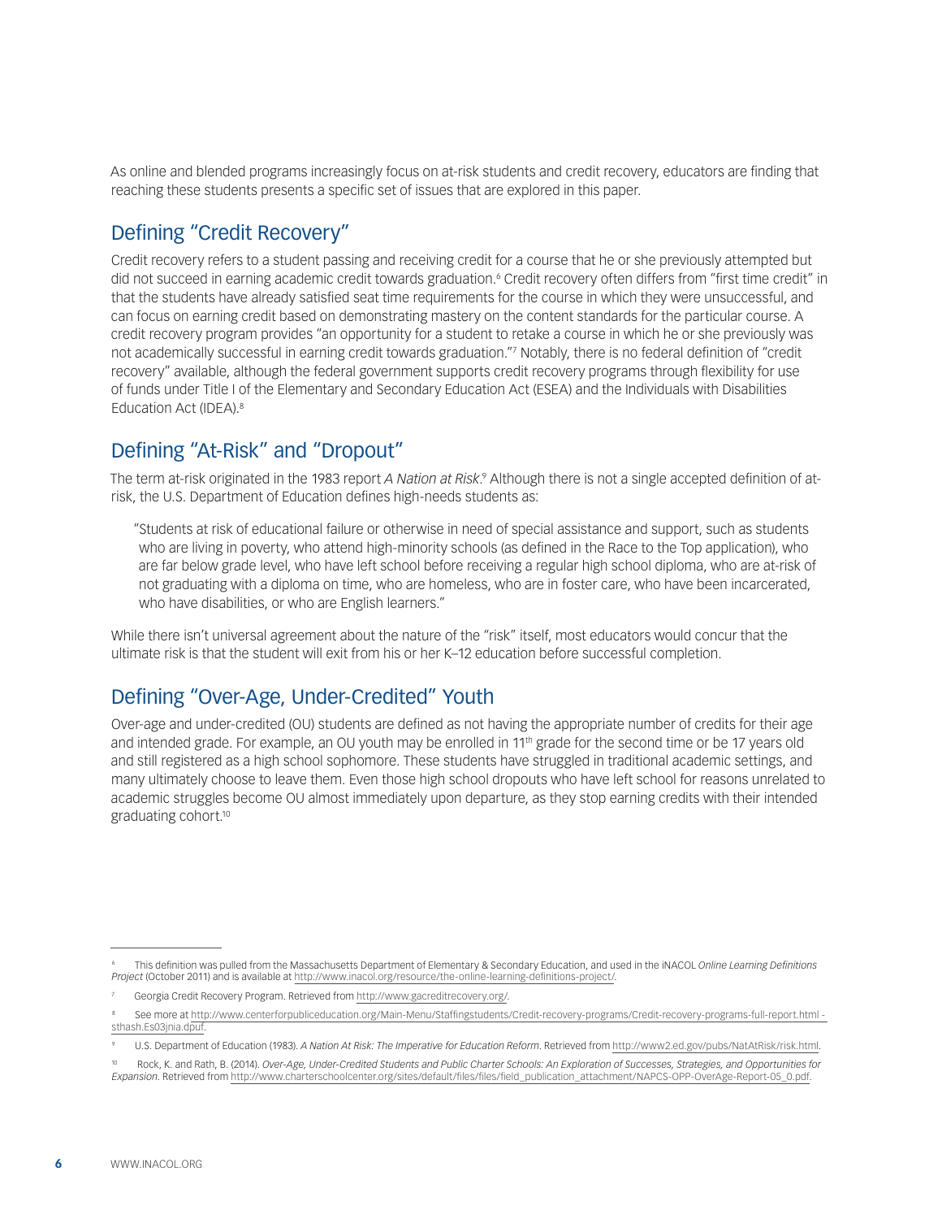As online and blended programs increasingly focus on at-risk students and credit recovery, educators are finding that reaching these students presents a specific set of issues that are explored in this paper.

## Defining "Credit Recovery"

Credit recovery refers to a student passing and receiving credit for a course that he or she previously attempted but did not succeed in earning academic credit towards graduation.[6] Credit recovery often differs from "first time credit" in that the students have already satisfied seat time requirements for the course in which they were unsuccessful, and can focus on earning credit based on demonstrating mastery on the content standards for the particular course. A credit recovery program provides "an opportunity for a student to retake a course in which he or she previously was not academically successful in earning credit towards graduation."[7] Notably, there is no federal definition of "credit recovery" available, although the federal government supports credit recovery programs through flexibility for use of funds under Title I of the Elementary and Secondary Education Act (ESEA) and the Individuals with Disabilities Education Act (IDEA).[8]

## Defining "At-Risk" and "Dropout"

The term at-risk originated in the 1983 report *A Nation at Risk*.[9] Although there is not a single accepted definition of at-risk, the U.S. Department of Education defines high-needs students as:

> "Students at risk of educational failure or otherwise in need of special assistance and support, such as students who are living in poverty, who attend high-minority schools (as defined in the Race to the Top application), who are far below grade level, who have left school before receiving a regular high school diploma, who are at-risk of not graduating with a diploma on time, who are homeless, who are in foster care, who have been incarcerated, who have disabilities, or who are English learners."

While there isn't universal agreement about the nature of the "risk" itself, most educators would concur that the ultimate risk is that the student will exit from his or her K–12 education before successful completion.

## Defining "Over-Age, Under-Credited" Youth

Over-age and under-credited (OU) students are defined as not having the appropriate number of credits for their age and intended grade. For example, an OU youth may be enrolled in 11th grade for the second time or be 17 years old and still registered as a high school sophomore. These students have struggled in traditional academic settings, and many ultimately choose to leave them. Even those high school dropouts who have left school for reasons unrelated to academic struggles become OU almost immediately upon departure, as they stop earning credits with their intended graduating cohort.[10]

---

[6] This definition was pulled from the Massachusetts Department of Elementary & Secondary Education, and used in the iNACOL *Online Learning Definitions Project* (October 2011) and is available at http://www.inacol.org/resource/the-online-learning-definitions-project/.

[7] Georgia Credit Recovery Program. Retrieved from http://www.gacreditrecovery.org/.

[8] See more at http://www.centerforpubliceducation.org/Main-Menu/Staffingstudents/Credit-recovery-programs/Credit-recovery-programs-full-report.html - sthash.Es03jnia.dpuf.

[9] U.S. Department of Education (1983). *A Nation At Risk: The Imperative for Education Reform*. Retrieved from http://www2.ed.gov/pubs/NatAtRisk/risk.html.

[10] Rock, K. and Rath, B. (2014). *Over-Age, Under-Credited Students and Public Charter Schools: An Exploration of Successes, Strategies, and Opportunities for Expansion*. Retrieved from http://www.charterschoolcenter.org/sites/default/files/files/field_publication_attachment/NAPCS-OPP-OverAge-Report-05_0.pdf.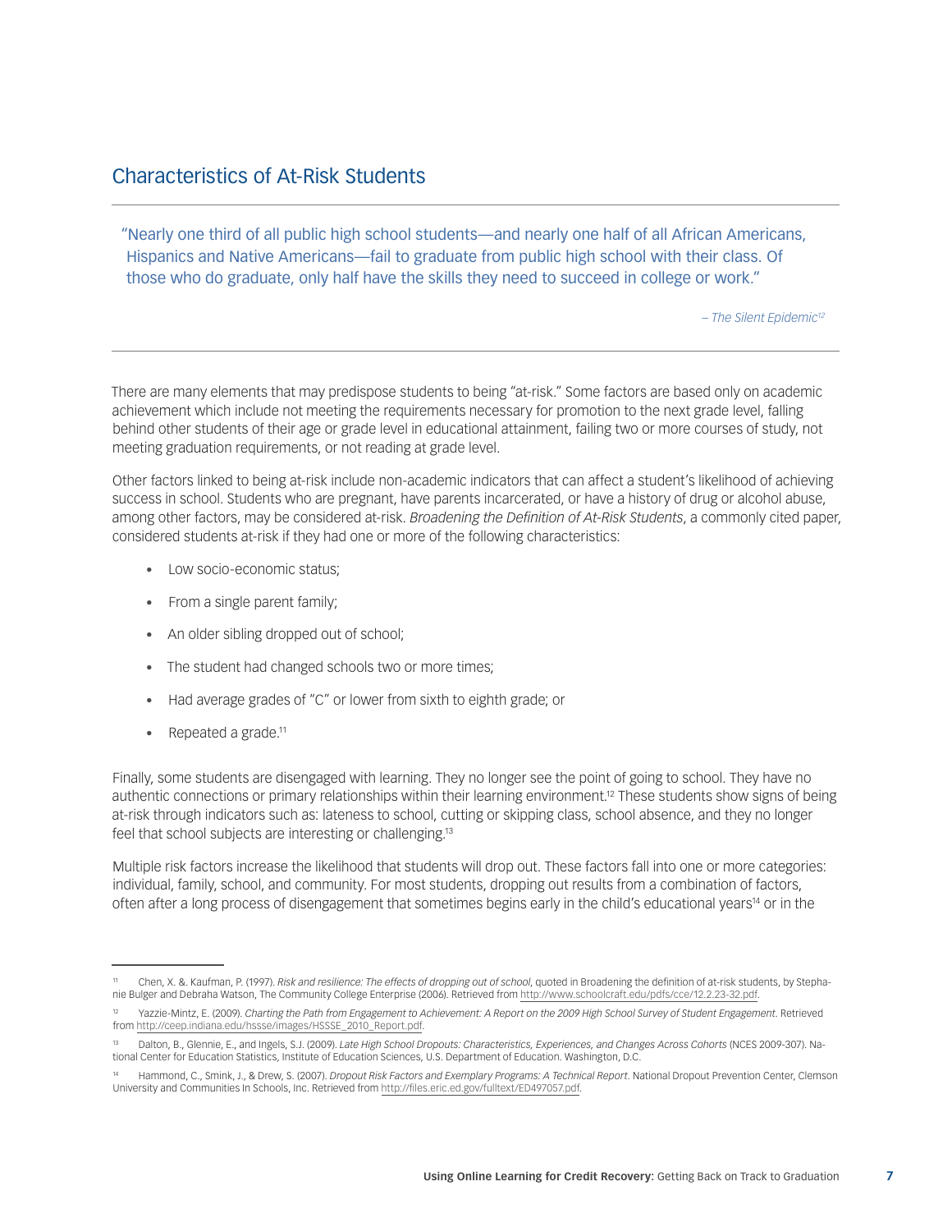## Characteristics of At-Risk Students

> "Nearly one third of all public high school students—and nearly one half of all African Americans, Hispanics and Native Americans—fail to graduate from public high school with their class. Of those who do graduate, only half have the skills they need to succeed in college or work."
>
> – *The Silent Epidemic*[12]

There are many elements that may predispose students to being "at-risk." Some factors are based only on academic achievement which include not meeting the requirements necessary for promotion to the next grade level, falling behind other students of their age or grade level in educational attainment, failing two or more courses of study, not meeting graduation requirements, or not reading at grade level.

Other factors linked to being at-risk include non-academic indicators that can affect a student's likelihood of achieving success in school. Students who are pregnant, have parents incarcerated, or have a history of drug or alcohol abuse, among other factors, may be considered at-risk. *Broadening the Definition of At-Risk Students*, a commonly cited paper, considered students at-risk if they had one or more of the following characteristics:

- Low socio-economic status;
- From a single parent family;
- An older sibling dropped out of school;
- The student had changed schools two or more times;
- Had average grades of "C" or lower from sixth to eighth grade; or
- Repeated a grade.[11]

Finally, some students are disengaged with learning. They no longer see the point of going to school. They have no authentic connections or primary relationships within their learning environment.[12] These students show signs of being at-risk through indicators such as: lateness to school, cutting or skipping class, school absence, and they no longer feel that school subjects are interesting or challenging.[13]

Multiple risk factors increase the likelihood that students will drop out. These factors fall into one or more categories: individual, family, school, and community. For most students, dropping out results from a combination of factors, often after a long process of disengagement that sometimes begins early in the child's educational years[14] or in the

---

[11] Chen, X. &. Kaufman, P. (1997). *Risk and resilience: The effects of dropping out of school*, quoted in Broadening the definition of at-risk students, by Stephanie Bulger and Debraha Watson, The Community College Enterprise (2006). Retrieved from http://www.schoolcraft.edu/pdfs/cce/12.2.23-32.pdf.

[12] Yazzie-Mintz, E. (2009). *Charting the Path from Engagement to Achievement: A Report on the 2009 High School Survey of Student Engagement*. Retrieved from http://ceep.indiana.edu/hssse/images/HSSSE_2010_Report.pdf.

[13] Dalton, B., Glennie, E., and Ingels, S.J. (2009). *Late High School Dropouts: Characteristics, Experiences, and Changes Across Cohorts* (NCES 2009-307). National Center for Education Statistics, Institute of Education Sciences, U.S. Department of Education. Washington, D.C.

[14] Hammond, C., Smink, J., & Drew, S. (2007). *Dropout Risk Factors and Exemplary Programs: A Technical Report*. National Dropout Prevention Center, Clemson University and Communities In Schools, Inc. Retrieved from http://files.eric.ed.gov/fulltext/ED497057.pdf.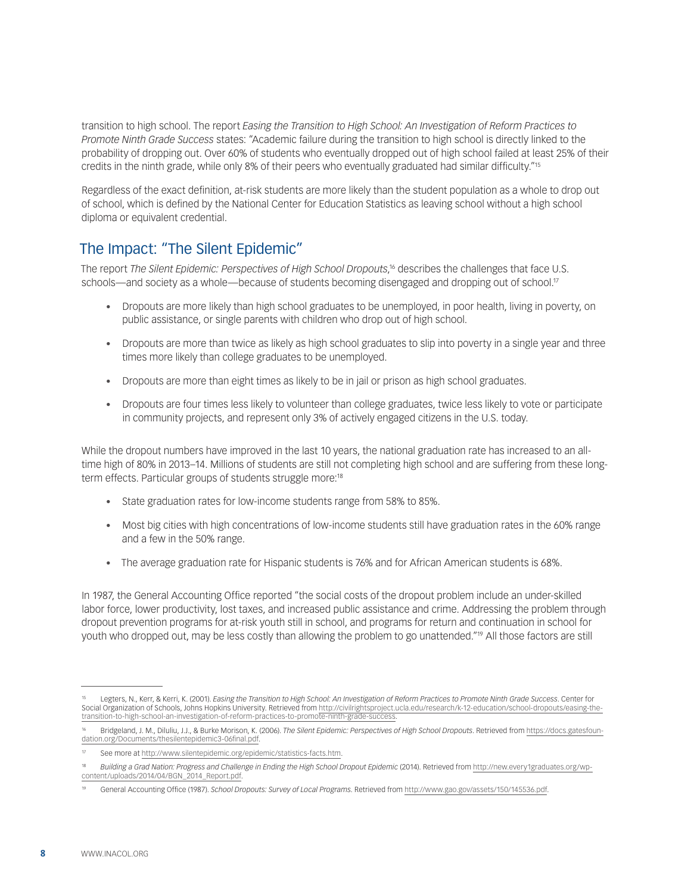transition to high school. The report *Easing the Transition to High School: An Investigation of Reform Practices to Promote Ninth Grade Success* states: "Academic failure during the transition to high school is directly linked to the probability of dropping out. Over 60% of students who eventually dropped out of high school failed at least 25% of their credits in the ninth grade, while only 8% of their peers who eventually graduated had similar difficulty."[15]

Regardless of the exact definition, at-risk students are more likely than the student population as a whole to drop out of school, which is defined by the National Center for Education Statistics as leaving school without a high school diploma or equivalent credential.

## The Impact: "The Silent Epidemic"

The report *The Silent Epidemic: Perspectives of High School Dropouts*,[16] describes the challenges that face U.S. schools—and society as a whole—because of students becoming disengaged and dropping out of school.[17]

- Dropouts are more likely than high school graduates to be unemployed, in poor health, living in poverty, on public assistance, or single parents with children who drop out of high school.
- Dropouts are more than twice as likely as high school graduates to slip into poverty in a single year and three times more likely than college graduates to be unemployed.
- Dropouts are more than eight times as likely to be in jail or prison as high school graduates.
- Dropouts are four times less likely to volunteer than college graduates, twice less likely to vote or participate in community projects, and represent only 3% of actively engaged citizens in the U.S. today.

While the dropout numbers have improved in the last 10 years, the national graduation rate has increased to an all-time high of 80% in 2013–14. Millions of students are still not completing high school and are suffering from these long-term effects. Particular groups of students struggle more:[18]

- State graduation rates for low-income students range from 58% to 85%.
- Most big cities with high concentrations of low-income students still have graduation rates in the 60% range and a few in the 50% range.
- The average graduation rate for Hispanic students is 76% and for African American students is 68%.

In 1987, the General Accounting Office reported "the social costs of the dropout problem include an under-skilled labor force, lower productivity, lost taxes, and increased public assistance and crime. Addressing the problem through dropout prevention programs for at-risk youth still in school, and programs for return and continuation in school for youth who dropped out, may be less costly than allowing the problem to go unattended."[19] All those factors are still

---

[15] Legters, N., Kerr, & Kerri, K. (2001). *Easing the Transition to High School: An Investigation of Reform Practices to Promote Ninth Grade Success*. Center for Social Organization of Schools, Johns Hopkins University. Retrieved from http://civilrightsproject.ucla.edu/research/k-12-education/school-dropouts/easing-the-transition-to-high-school-an-investigation-of-reform-practices-to-promote-ninth-grade-success.

[16] Bridgeland, J. M., Diluliu, J.J., & Burke Morison, K. (2006). *The Silent Epidemic: Perspectives of High School Dropouts*. Retrieved from https://docs.gatesfoundation.org/Documents/thesilentepidemic3-06final.pdf.

[17] See more at http://www.silentepidemic.org/epidemic/statistics-facts.htm.

[18] *Building a Grad Nation: Progress and Challenge in Ending the High School Dropout Epidemic* (2014). Retrieved from http://new.every1graduates.org/wp-content/uploads/2014/04/BGN_2014_Report.pdf.

[19] General Accounting Office (1987). *School Dropouts: Survey of Local Programs*. Retrieved from http://www.gao.gov/assets/150/145536.pdf.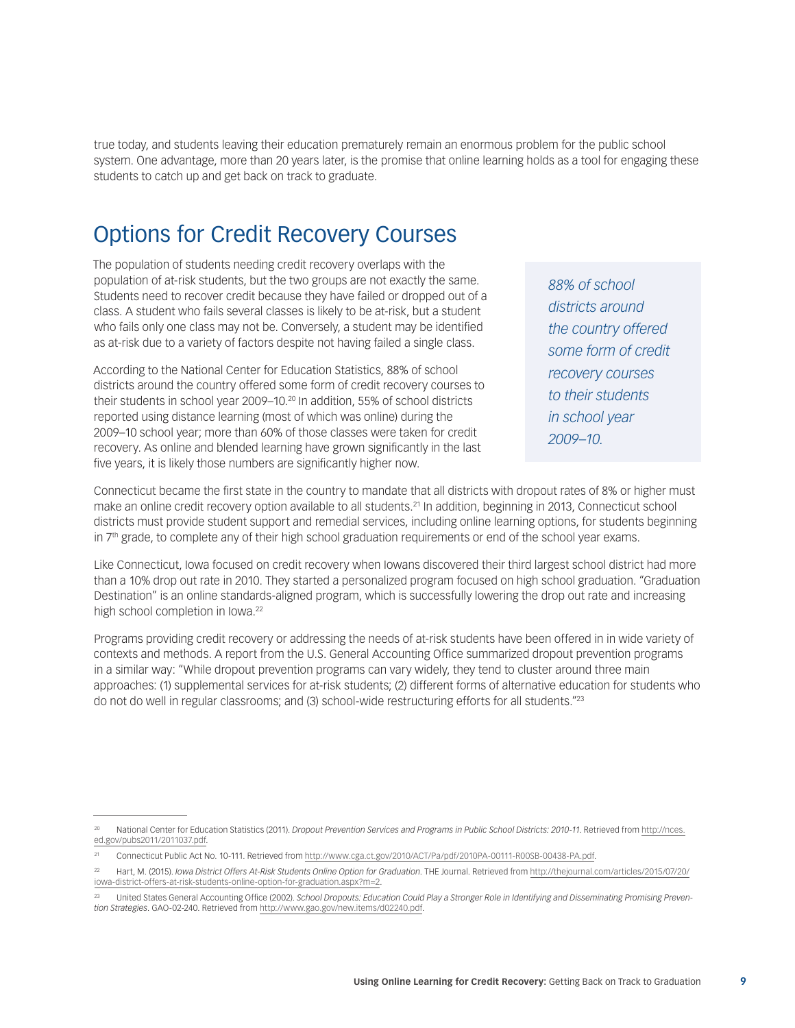true today, and students leaving their education prematurely remain an enormous problem for the public school system. One advantage, more than 20 years later, is the promise that online learning holds as a tool for engaging these students to catch up and get back on track to graduate.

## Options for Credit Recovery Courses

The population of students needing credit recovery overlaps with the population of at-risk students, but the two groups are not exactly the same. Students need to recover credit because they have failed or dropped out of a class. A student who fails several classes is likely to be at-risk, but a student who fails only one class may not be. Conversely, a student may be identified as at-risk due to a variety of factors despite not having failed a single class.

According to the National Center for Education Statistics, 88% of school districts around the country offered some form of credit recovery courses to their students in school year 2009–10.[20] In addition, 55% of school districts reported using distance learning (most of which was online) during the 2009–10 school year; more than 60% of those classes were taken for credit recovery. As online and blended learning have grown significantly in the last five years, it is likely those numbers are significantly higher now.

*88% of school districts around the country offered some form of credit recovery courses to their students in school year 2009–10.*

Connecticut became the first state in the country to mandate that all districts with dropout rates of 8% or higher must make an online credit recovery option available to all students.[21] In addition, beginning in 2013, Connecticut school districts must provide student support and remedial services, including online learning options, for students beginning in 7th grade, to complete any of their high school graduation requirements or end of the school year exams.

Like Connecticut, Iowa focused on credit recovery when Iowans discovered their third largest school district had more than a 10% drop out rate in 2010. They started a personalized program focused on high school graduation. "Graduation Destination" is an online standards-aligned program, which is successfully lowering the drop out rate and increasing high school completion in Iowa.[22]

Programs providing credit recovery or addressing the needs of at-risk students have been offered in in wide variety of contexts and methods. A report from the U.S. General Accounting Office summarized dropout prevention programs in a similar way: "While dropout prevention programs can vary widely, they tend to cluster around three main approaches: (1) supplemental services for at-risk students; (2) different forms of alternative education for students who do not do well in regular classrooms; and (3) school-wide restructuring efforts for all students."[23]

---

[20] National Center for Education Statistics (2011). *Dropout Prevention Services and Programs in Public School Districts: 2010-11*. Retrieved from http://nces.ed.gov/pubs2011/2011037.pdf.

[21] Connecticut Public Act No. 10-111. Retrieved from http://www.cga.ct.gov/2010/ACT/Pa/pdf/2010PA-00111-R00SB-00438-PA.pdf.

[22] Hart, M. (2015). *Iowa District Offers At-Risk Students Online Option for Graduation*. THE Journal. Retrieved from http://thejournal.com/articles/2015/07/20/iowa-district-offers-at-risk-students-online-option-for-graduation.aspx?m=2.

[23] United States General Accounting Office (2002). *School Dropouts: Education Could Play a Stronger Role in Identifying and Disseminating Promising Prevention Strategies*. GAO-02-240. Retrieved from http://www.gao.gov/new.items/d02240.pdf.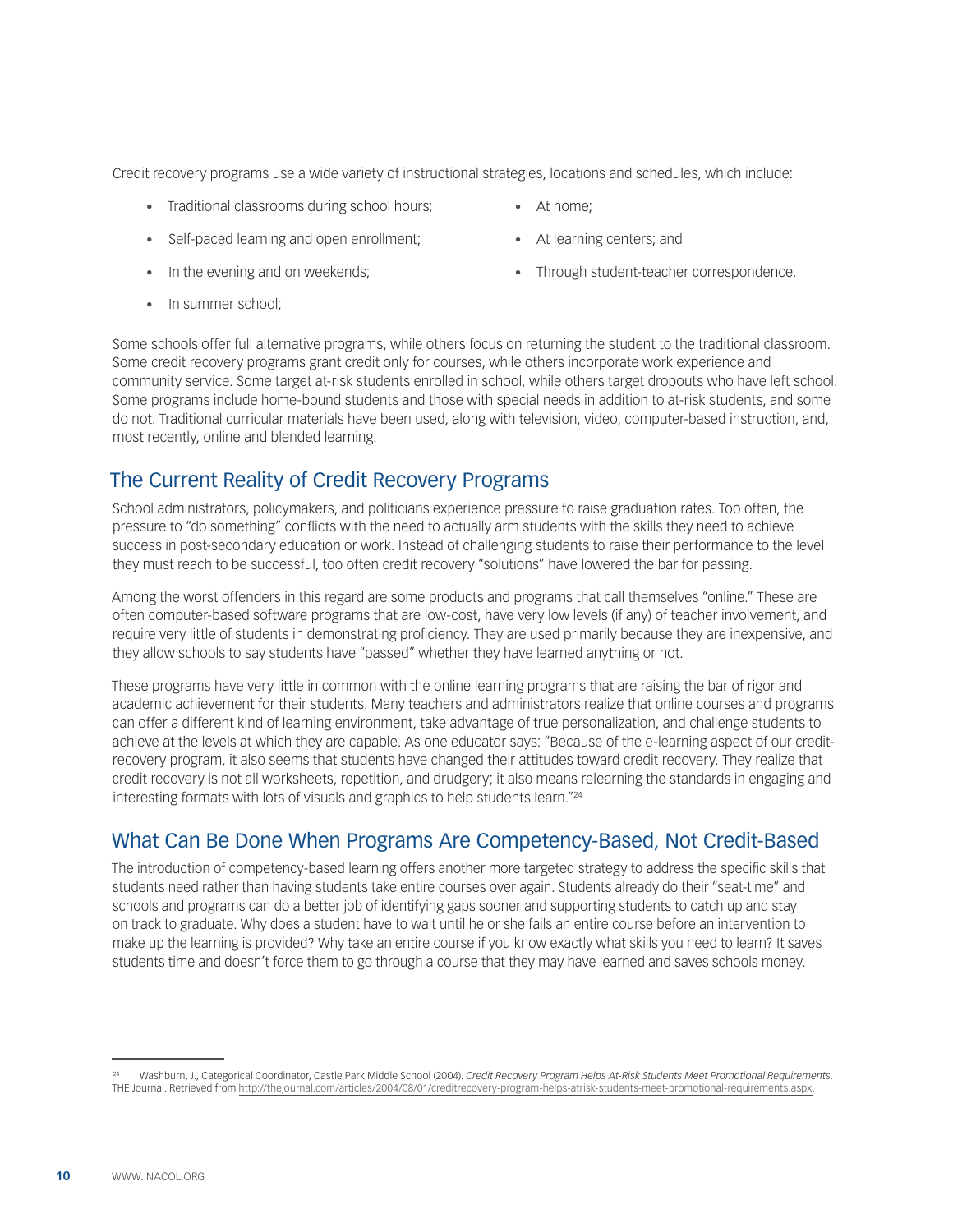Credit recovery programs use a wide variety of instructional strategies, locations and schedules, which include:

- Traditional classrooms during school hours;
- Self-paced learning and open enrollment;
- In the evening and on weekends;
- In summer school;
- At home;
- At learning centers; and
- Through student-teacher correspondence.

Some schools offer full alternative programs, while others focus on returning the student to the traditional classroom. Some credit recovery programs grant credit only for courses, while others incorporate work experience and community service. Some target at-risk students enrolled in school, while others target dropouts who have left school. Some programs include home-bound students and those with special needs in addition to at-risk students, and some do not. Traditional curricular materials have been used, along with television, video, computer-based instruction, and, most recently, online and blended learning.

## The Current Reality of Credit Recovery Programs

School administrators, policymakers, and politicians experience pressure to raise graduation rates. Too often, the pressure to "do something" conflicts with the need to actually arm students with the skills they need to achieve success in post-secondary education or work. Instead of challenging students to raise their performance to the level they must reach to be successful, too often credit recovery "solutions" have lowered the bar for passing.

Among the worst offenders in this regard are some products and programs that call themselves "online." These are often computer-based software programs that are low-cost, have very low levels (if any) of teacher involvement, and require very little of students in demonstrating proficiency. They are used primarily because they are inexpensive, and they allow schools to say students have "passed" whether they have learned anything or not.

These programs have very little in common with the online learning programs that are raising the bar of rigor and academic achievement for their students. Many teachers and administrators realize that online courses and programs can offer a different kind of learning environment, take advantage of true personalization, and challenge students to achieve at the levels at which they are capable. As one educator says: "Because of the e-learning aspect of our credit-recovery program, it also seems that students have changed their attitudes toward credit recovery. They realize that credit recovery is not all worksheets, repetition, and drudgery; it also means relearning the standards in engaging and interesting formats with lots of visuals and graphics to help students learn."[24]

## What Can Be Done When Programs Are Competency-Based, Not Credit-Based

The introduction of competency-based learning offers another more targeted strategy to address the specific skills that students need rather than having students take entire courses over again. Students already do their "seat-time" and schools and programs can do a better job of identifying gaps sooner and supporting students to catch up and stay on track to graduate. Why does a student have to wait until he or she fails an entire course before an intervention to make up the learning is provided? Why take an entire course if you know exactly what skills you need to learn? It saves students time and doesn't force them to go through a course that they may have learned and saves schools money.

---

[24] Washburn, J., Categorical Coordinator, Castle Park Middle School (2004). *Credit Recovery Program Helps At-Risk Students Meet Promotional Requirements*. THE Journal. Retrieved from http://thejournal.com/articles/2004/08/01/creditrecovery-program-helps-atrisk-students-meet-promotional-requirements.aspx.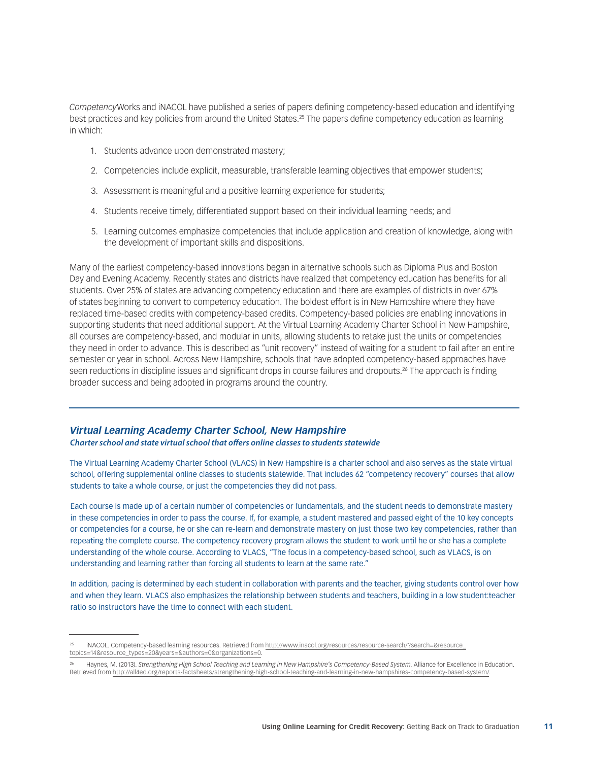*Competency*Works and iNACOL have published a series of papers defining competency-based education and identifying best practices and key policies from around the United States.[25] The papers define competency education as learning in which:

1. Students advance upon demonstrated mastery;
2. Competencies include explicit, measurable, transferable learning objectives that empower students;
3. Assessment is meaningful and a positive learning experience for students;
4. Students receive timely, differentiated support based on their individual learning needs; and
5. Learning outcomes emphasize competencies that include application and creation of knowledge, along with the development of important skills and dispositions.

Many of the earliest competency-based innovations began in alternative schools such as Diploma Plus and Boston Day and Evening Academy. Recently states and districts have realized that competency education has benefits for all students. Over 25% of states are advancing competency education and there are examples of districts in over 67% of states beginning to convert to competency education. The boldest effort is in New Hampshire where they have replaced time-based credits with competency-based credits. Competency-based policies are enabling innovations in supporting students that need additional support. At the Virtual Learning Academy Charter School in New Hampshire, all courses are competency-based, and modular in units, allowing students to retake just the units or competencies they need in order to advance. This is described as "unit recovery" instead of waiting for a student to fail after an entire semester or year in school. Across New Hampshire, schools that have adopted competency-based approaches have seen reductions in discipline issues and significant drops in course failures and dropouts.[26] The approach is finding broader success and being adopted in programs around the country.

---

### *Virtual Learning Academy Charter School, New Hampshire*

***Charter school and state virtual school that offers online classes to students statewide***

The Virtual Learning Academy Charter School (VLACS) in New Hampshire is a charter school and also serves as the state virtual school, offering supplemental online classes to students statewide. That includes 62 "competency recovery" courses that allow students to take a whole course, or just the competencies they did not pass.

Each course is made up of a certain number of competencies or fundamentals, and the student needs to demonstrate mastery in these competencies in order to pass the course. If, for example, a student mastered and passed eight of the 10 key concepts or competencies for a course, he or she can re-learn and demonstrate mastery on just those two key competencies, rather than repeating the complete course. The competency recovery program allows the student to work until he or she has a complete understanding of the whole course. According to VLACS, "The focus in a competency-based school, such as VLACS, is on understanding and learning rather than forcing all students to learn at the same rate."

In addition, pacing is determined by each student in collaboration with parents and the teacher, giving students control over how and when they learn. VLACS also emphasizes the relationship between students and teachers, building in a low student:teacher ratio so instructors have the time to connect with each student.

---

[25] iNACOL. Competency-based learning resources. Retrieved from http://www.inacol.org/resources/resource-search/?search=&resource_topics=14&resource_types=20&years=&authors=0&organizations=0.

[26] Haynes, M. (2013). *Strengthening High School Teaching and Learning in New Hampshire's Competency-Based System.* Alliance for Excellence in Education. Retrieved from http://all4ed.org/reports-factsheets/strengthening-high-school-teaching-and-learning-in-new-hampshires-competency-based-system/.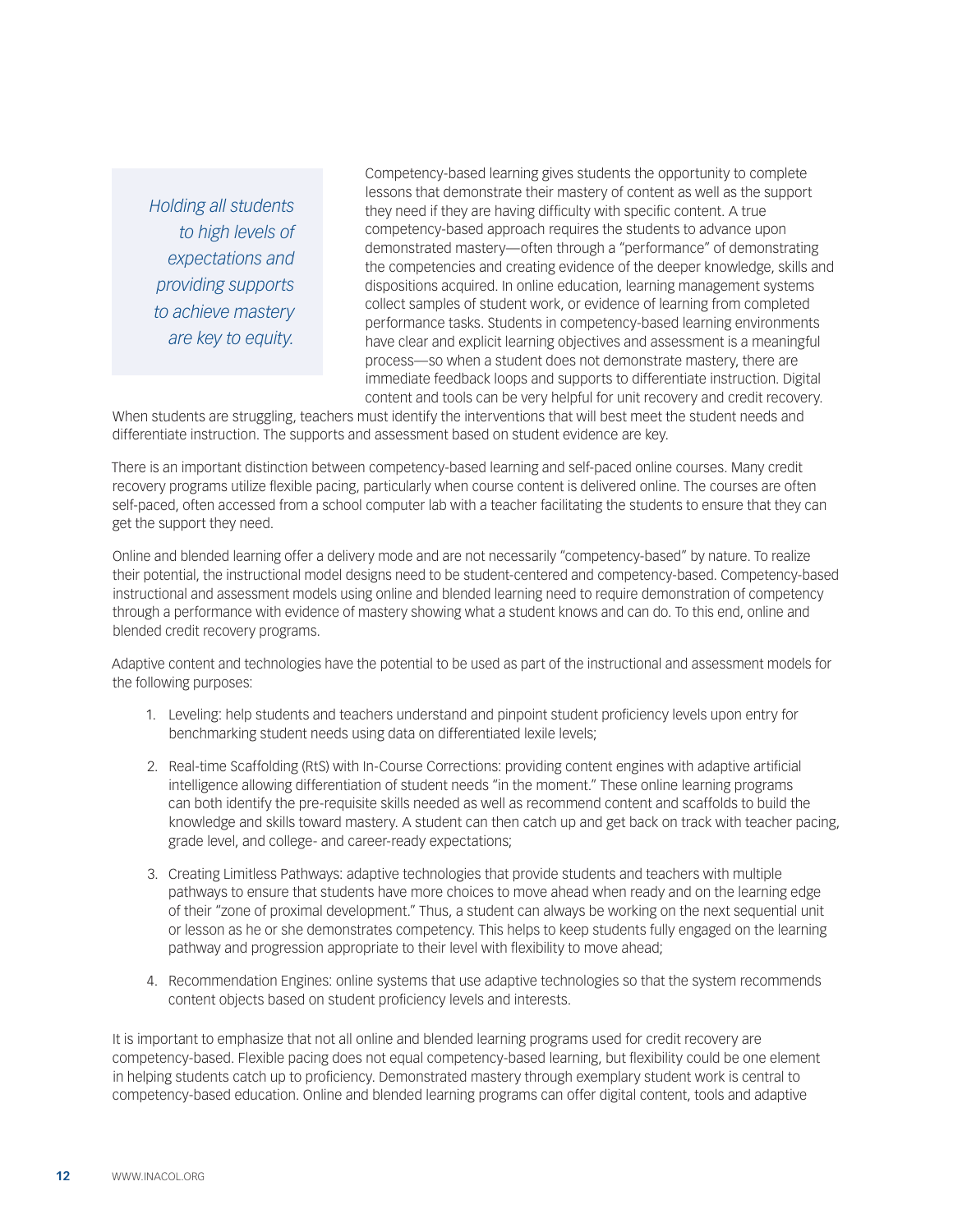*Holding all students to high levels of expectations and providing supports to achieve mastery are key to equity.*

Competency-based learning gives students the opportunity to complete lessons that demonstrate their mastery of content as well as the support they need if they are having difficulty with specific content. A true competency-based approach requires the students to advance upon demonstrated mastery—often through a "performance" of demonstrating the competencies and creating evidence of the deeper knowledge, skills and dispositions acquired. In online education, learning management systems collect samples of student work, or evidence of learning from completed performance tasks. Students in competency-based learning environments have clear and explicit learning objectives and assessment is a meaningful process—so when a student does not demonstrate mastery, there are immediate feedback loops and supports to differentiate instruction. Digital content and tools can be very helpful for unit recovery and credit recovery. When students are struggling, teachers must identify the interventions that will best meet the student needs and differentiate instruction. The supports and assessment based on student evidence are key.

There is an important distinction between competency-based learning and self-paced online courses. Many credit recovery programs utilize flexible pacing, particularly when course content is delivered online. The courses are often self-paced, often accessed from a school computer lab with a teacher facilitating the students to ensure that they can get the support they need.

Online and blended learning offer a delivery mode and are not necessarily "competency-based" by nature. To realize their potential, the instructional model designs need to be student-centered and competency-based. Competency-based instructional and assessment models using online and blended learning need to require demonstration of competency through a performance with evidence of mastery showing what a student knows and can do. To this end, online and blended credit recovery programs.

Adaptive content and technologies have the potential to be used as part of the instructional and assessment models for the following purposes:

1. Leveling: help students and teachers understand and pinpoint student proficiency levels upon entry for benchmarking student needs using data on differentiated lexile levels;
2. Real-time Scaffolding (RtS) with In-Course Corrections: providing content engines with adaptive artificial intelligence allowing differentiation of student needs "in the moment." These online learning programs can both identify the pre-requisite skills needed as well as recommend content and scaffolds to build the knowledge and skills toward mastery. A student can then catch up and get back on track with teacher pacing, grade level, and college- and career-ready expectations;
3. Creating Limitless Pathways: adaptive technologies that provide students and teachers with multiple pathways to ensure that students have more choices to move ahead when ready and on the learning edge of their "zone of proximal development." Thus, a student can always be working on the next sequential unit or lesson as he or she demonstrates competency. This helps to keep students fully engaged on the learning pathway and progression appropriate to their level with flexibility to move ahead;
4. Recommendation Engines: online systems that use adaptive technologies so that the system recommends content objects based on student proficiency levels and interests.

It is important to emphasize that not all online and blended learning programs used for credit recovery are competency-based. Flexible pacing does not equal competency-based learning, but flexibility could be one element in helping students catch up to proficiency. Demonstrated mastery through exemplary student work is central to competency-based education. Online and blended learning programs can offer digital content, tools and adaptive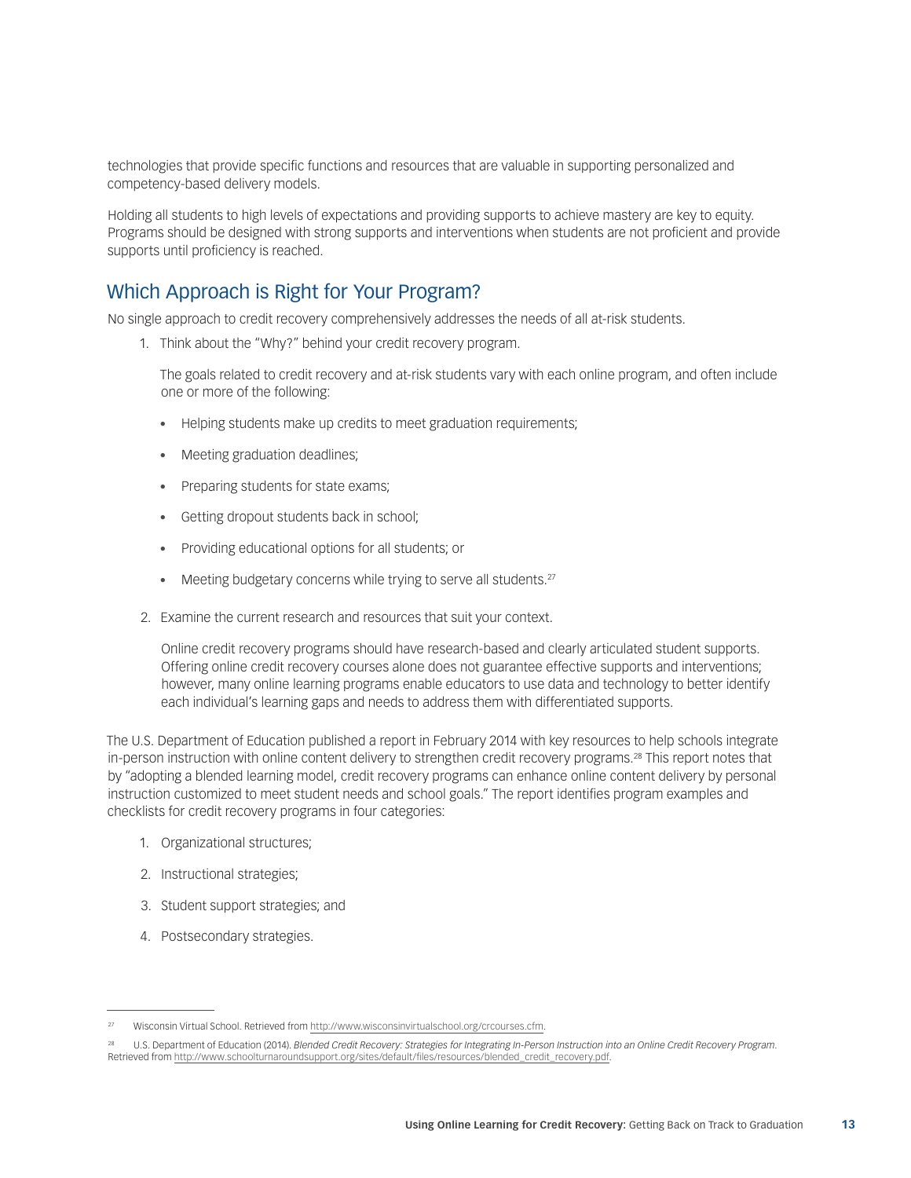technologies that provide specific functions and resources that are valuable in supporting personalized and competency-based delivery models.

Holding all students to high levels of expectations and providing supports to achieve mastery are key to equity. Programs should be designed with strong supports and interventions when students are not proficient and provide supports until proficiency is reached.

## Which Approach is Right for Your Program?

No single approach to credit recovery comprehensively addresses the needs of all at-risk students.

1. Think about the "Why?" behind your credit recovery program.

   The goals related to credit recovery and at-risk students vary with each online program, and often include one or more of the following:

   - Helping students make up credits to meet graduation requirements;
   - Meeting graduation deadlines;
   - Preparing students for state exams;
   - Getting dropout students back in school;
   - Providing educational options for all students; or
   - Meeting budgetary concerns while trying to serve all students.[27]

2. Examine the current research and resources that suit your context.

   Online credit recovery programs should have research-based and clearly articulated student supports. Offering online credit recovery courses alone does not guarantee effective supports and interventions; however, many online learning programs enable educators to use data and technology to better identify each individual's learning gaps and needs to address them with differentiated supports.

The U.S. Department of Education published a report in February 2014 with key resources to help schools integrate in-person instruction with online content delivery to strengthen credit recovery programs.[28] This report notes that by "adopting a blended learning model, credit recovery programs can enhance online content delivery by personal instruction customized to meet student needs and school goals." The report identifies program examples and checklists for credit recovery programs in four categories:

1. Organizational structures;
2. Instructional strategies;
3. Student support strategies; and
4. Postsecondary strategies.

---

[27] Wisconsin Virtual School. Retrieved from http://www.wisconsinvirtualschool.org/crcourses.cfm.

[28] U.S. Department of Education (2014). *Blended Credit Recovery: Strategies for Integrating In-Person Instruction into an Online Credit Recovery Program.* Retrieved from http://www.schoolturnaroundsupport.org/sites/default/files/resources/blended_credit_recovery.pdf.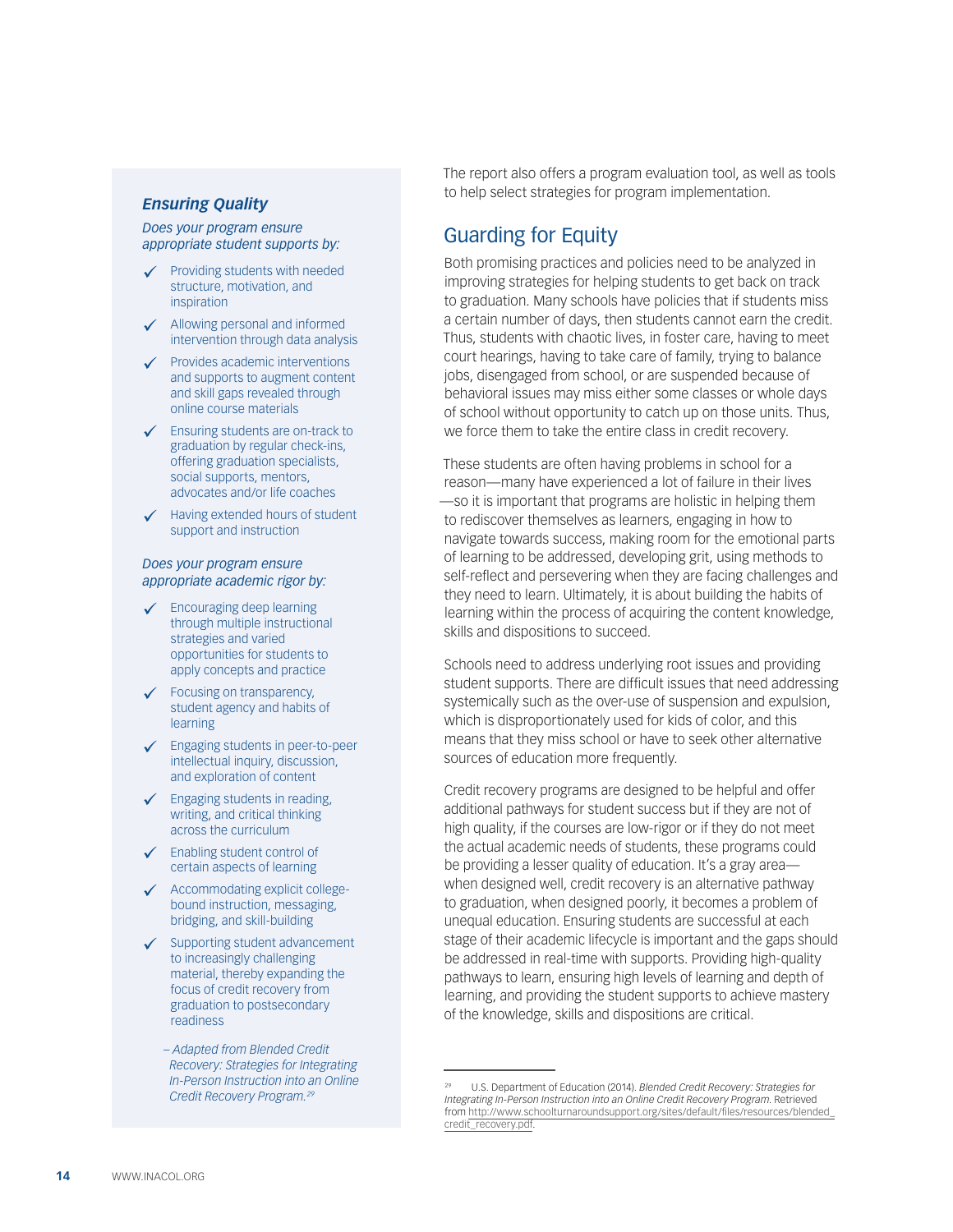### *Ensuring Quality*

*Does your program ensure appropriate student supports by:*

- ✓ Providing students with needed structure, motivation, and inspiration
- ✓ Allowing personal and informed intervention through data analysis
- ✓ Provides academic interventions and supports to augment content and skill gaps revealed through online course materials
- ✓ Ensuring students are on-track to graduation by regular check-ins, offering graduation specialists, social supports, mentors, advocates and/or life coaches
- ✓ Having extended hours of student support and instruction

*Does your program ensure appropriate academic rigor by:*

- ✓ Encouraging deep learning through multiple instructional strategies and varied opportunities for students to apply concepts and practice
- ✓ Focusing on transparency, student agency and habits of learning
- ✓ Engaging students in peer-to-peer intellectual inquiry, discussion, and exploration of content
- ✓ Engaging students in reading, writing, and critical thinking across the curriculum
- ✓ Enabling student control of certain aspects of learning
- ✓ Accommodating explicit college-bound instruction, messaging, bridging, and skill-building
- ✓ Supporting student advancement to increasingly challenging material, thereby expanding the focus of credit recovery from graduation to postsecondary readiness

*– Adapted from Blended Credit Recovery: Strategies for Integrating In-Person Instruction into an Online Credit Recovery Program.[29]*

The report also offers a program evaluation tool, as well as tools to help select strategies for program implementation.

## Guarding for Equity

Both promising practices and policies need to be analyzed in improving strategies for helping students to get back on track to graduation. Many schools have policies that if students miss a certain number of days, then students cannot earn the credit. Thus, students with chaotic lives, in foster care, having to meet court hearings, having to take care of family, trying to balance jobs, disengaged from school, or are suspended because of behavioral issues may miss either some classes or whole days of school without opportunity to catch up on those units. Thus, we force them to take the entire class in credit recovery.

These students are often having problems in school for a reason—many have experienced a lot of failure in their lives—so it is important that programs are holistic in helping them to rediscover themselves as learners, engaging in how to navigate towards success, making room for the emotional parts of learning to be addressed, developing grit, using methods to self-reflect and persevering when they are facing challenges and they need to learn. Ultimately, it is about building the habits of learning within the process of acquiring the content knowledge, skills and dispositions to succeed.

Schools need to address underlying root issues and providing student supports. There are difficult issues that need addressing systemically such as the over-use of suspension and expulsion, which is disproportionately used for kids of color, and this means that they miss school or have to seek other alternative sources of education more frequently.

Credit recovery programs are designed to be helpful and offer additional pathways for student success but if they are not of high quality, if the courses are low-rigor or if they do not meet the actual academic needs of students, these programs could be providing a lesser quality of education. It's a gray area—when designed well, credit recovery is an alternative pathway to graduation, when designed poorly, it becomes a problem of unequal education. Ensuring students are successful at each stage of their academic lifecycle is important and the gaps should be addressed in real-time with supports. Providing high-quality pathways to learn, ensuring high levels of learning and depth of learning, and providing the student supports to achieve mastery of the knowledge, skills and dispositions are critical.

---

[29] U.S. Department of Education (2014). *Blended Credit Recovery: Strategies for Integrating In-Person Instruction into an Online Credit Recovery Program.* Retrieved from http://www.schoolturnaroundsupport.org/sites/default/files/resources/blended_credit_recovery.pdf.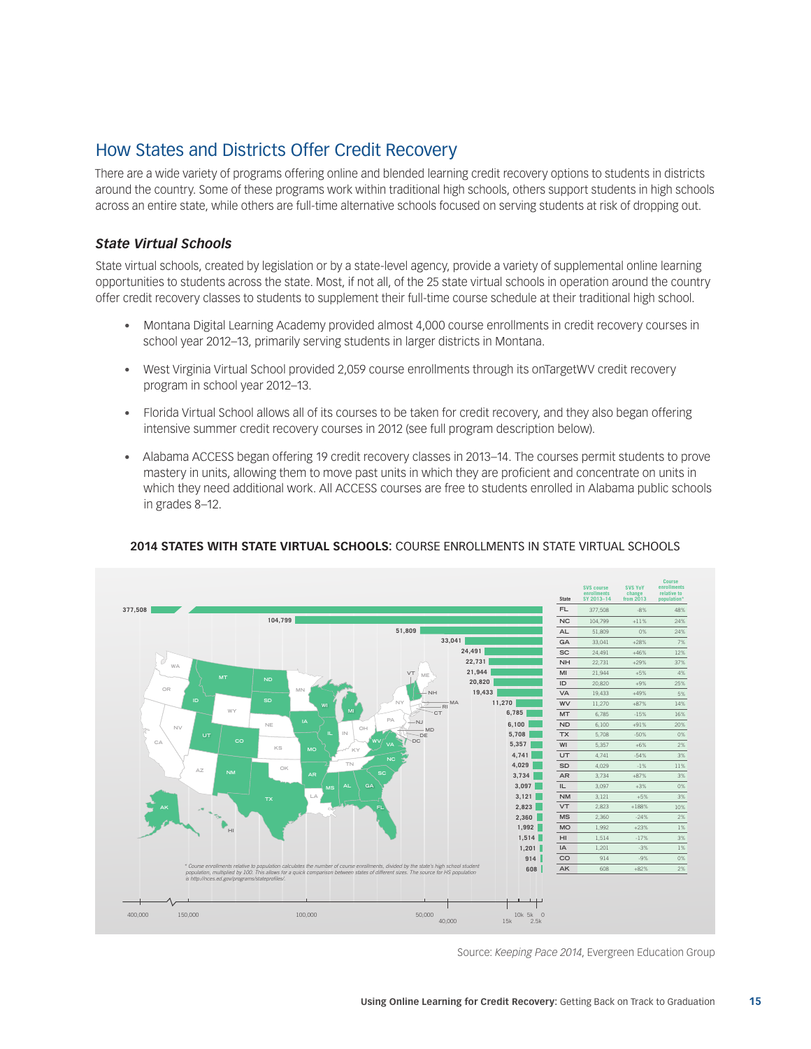## How States and Districts Offer Credit Recovery

There are a wide variety of programs offering online and blended learning credit recovery options to students in districts around the country. Some of these programs work within traditional high schools, others support students in high schools across an entire state, while others are full-time alternative schools focused on serving students at risk of dropping out.

### *State Virtual Schools*

State virtual schools, created by legislation or by a state-level agency, provide a variety of supplemental online learning opportunities to students across the state. Most, if not all, of the 25 state virtual schools in operation around the country offer credit recovery classes to students to supplement their full-time course schedule at their traditional high school.

- Montana Digital Learning Academy provided almost 4,000 course enrollments in credit recovery courses in school year 2012–13, primarily serving students in larger districts in Montana.
- West Virginia Virtual School provided 2,059 course enrollments through its onTargetWV credit recovery program in school year 2012–13.
- Florida Virtual School allows all of its courses to be taken for credit recovery, and they also began offering intensive summer credit recovery courses in 2012 (see full program description below).
- Alabama ACCESS began offering 19 credit recovery classes in 2013–14. The courses permit students to prove mastery in units, allowing them to move past units in which they are proficient and concentrate on units in which they need additional work. All ACCESS courses are free to students enrolled in Alabama public schools in grades 8–12.

**2014 STATES WITH STATE VIRTUAL SCHOOLS:** COURSE ENROLLMENTS IN STATE VIRTUAL SCHOOLS

| State | SVS course enrollments SY 2013–14 | SVS YoY change from 2013 | Course enrollments relative to population* |
|---|---|---|---|
| FL | 377,508 | -8% | 48% |
| NC | 104,799 | +11% | 24% |
| AL | 51,809 | 0% | 24% |
| GA | 33,041 | +28% | 7% |
| SC | 24,491 | +46% | 12% |
| NH | 22,731 | +29% | 37% |
| MI | 21,944 | +5% | 4% |
| ID | 20,820 | +9% | 25% |
| VA | 19,433 | +49% | 5% |
| WV | 11,270 | +87% | 14% |
| MT | 6,785 | -15% | 16% |
| ND | 6,100 | +91% | 20% |
| TX | 5,708 | -50% | 0% |
| WI | 5,357 | +6% | 2% |
| UT | 4,741 | -54% | 3% |
| SD | 4,029 | -1% | 11% |
| AR | 3,734 | +87% | 3% |
| IL | 3,097 | +3% | 0% |
| NM | 3,121 | +5% | 3% |
| VT | 2,823 | +188% | 10% |
| MS | 2,360 | -24% | 2% |
| MO | 1,992 | +23% | 1% |
| HI | 1,514 | -17% | 3% |
| IA | 1,201 | -3% | 1% |
| CO | 914 | -9% | 0% |
| AK | 608 | +82% | 2% |

\* Course enrollments relative to population calculates the number of course enrollments, divided by the state's high school student population, multiplied by 100. This allows for a quick comparison between states of different sizes. The source for HS population is http://nces.ed.gov/programs/stateprofiles/.

Source: *Keeping Pace 2014*, Evergreen Education Group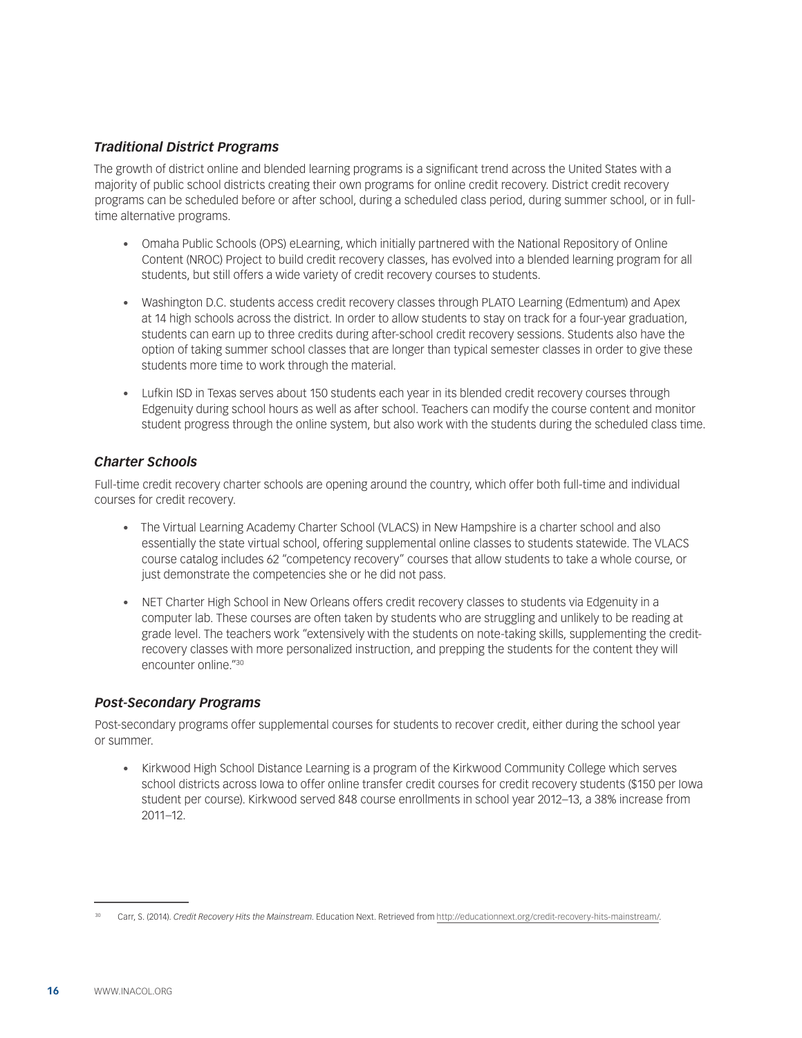### *Traditional District Programs*

The growth of district online and blended learning programs is a significant trend across the United States with a majority of public school districts creating their own programs for online credit recovery. District credit recovery programs can be scheduled before or after school, during a scheduled class period, during summer school, or in full-time alternative programs.

- Omaha Public Schools (OPS) eLearning, which initially partnered with the National Repository of Online Content (NROC) Project to build credit recovery classes, has evolved into a blended learning program for all students, but still offers a wide variety of credit recovery courses to students.

- Washington D.C. students access credit recovery classes through PLATO Learning (Edmentum) and Apex at 14 high schools across the district. In order to allow students to stay on track for a four-year graduation, students can earn up to three credits during after-school credit recovery sessions. Students also have the option of taking summer school classes that are longer than typical semester classes in order to give these students more time to work through the material.

- Lufkin ISD in Texas serves about 150 students each year in its blended credit recovery courses through Edgenuity during school hours as well as after school. Teachers can modify the course content and monitor student progress through the online system, but also work with the students during the scheduled class time.

### *Charter Schools*

Full-time credit recovery charter schools are opening around the country, which offer both full-time and individual courses for credit recovery.

- The Virtual Learning Academy Charter School (VLACS) in New Hampshire is a charter school and also essentially the state virtual school, offering supplemental online classes to students statewide. The VLACS course catalog includes 62 "competency recovery" courses that allow students to take a whole course, or just demonstrate the competencies she or he did not pass.

- NET Charter High School in New Orleans offers credit recovery classes to students via Edgenuity in a computer lab. These courses are often taken by students who are struggling and unlikely to be reading at grade level. The teachers work "extensively with the students on note-taking skills, supplementing the credit-recovery classes with more personalized instruction, and prepping the students for the content they will encounter online."[30]

### *Post-Secondary Programs*

Post-secondary programs offer supplemental courses for students to recover credit, either during the school year or summer.

- Kirkwood High School Distance Learning is a program of the Kirkwood Community College which serves school districts across Iowa to offer online transfer credit courses for credit recovery students ($150 per Iowa student per course). Kirkwood served 848 course enrollments in school year 2012–13, a 38% increase from 2011–12.

---

[30] Carr, S. (2014). *Credit Recovery Hits the Mainstream*. Education Next. Retrieved from http://educationnext.org/credit-recovery-hits-mainstream/.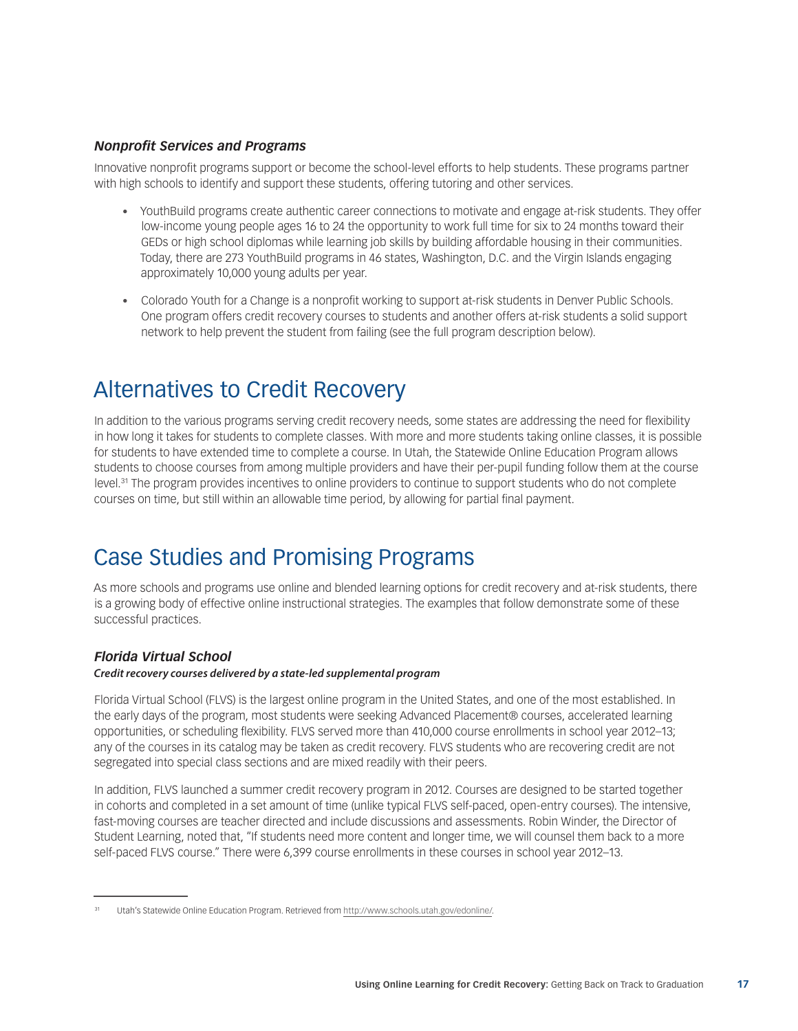### *Nonprofit Services and Programs*

Innovative nonprofit programs support or become the school-level efforts to help students. These programs partner with high schools to identify and support these students, offering tutoring and other services.

- YouthBuild programs create authentic career connections to motivate and engage at-risk students. They offer low-income young people ages 16 to 24 the opportunity to work full time for six to 24 months toward their GEDs or high school diplomas while learning job skills by building affordable housing in their communities. Today, there are 273 YouthBuild programs in 46 states, Washington, D.C. and the Virgin Islands engaging approximately 10,000 young adults per year.
- Colorado Youth for a Change is a nonprofit working to support at-risk students in Denver Public Schools. One program offers credit recovery courses to students and another offers at-risk students a solid support network to help prevent the student from failing (see the full program description below).

## Alternatives to Credit Recovery

In addition to the various programs serving credit recovery needs, some states are addressing the need for flexibility in how long it takes for students to complete classes. With more and more students taking online classes, it is possible for students to have extended time to complete a course. In Utah, the Statewide Online Education Program allows students to choose courses from among multiple providers and have their per-pupil funding follow them at the course level.[31] The program provides incentives to online providers to continue to support students who do not complete courses on time, but still within an allowable time period, by allowing for partial final payment.

## Case Studies and Promising Programs

As more schools and programs use online and blended learning options for credit recovery and at-risk students, there is a growing body of effective online instructional strategies. The examples that follow demonstrate some of these successful practices.

### *Florida Virtual School*

***Credit recovery courses delivered by a state-led supplemental program***

Florida Virtual School (FLVS) is the largest online program in the United States, and one of the most established. In the early days of the program, most students were seeking Advanced Placement® courses, accelerated learning opportunities, or scheduling flexibility. FLVS served more than 410,000 course enrollments in school year 2012–13; any of the courses in its catalog may be taken as credit recovery. FLVS students who are recovering credit are not segregated into special class sections and are mixed readily with their peers.

In addition, FLVS launched a summer credit recovery program in 2012. Courses are designed to be started together in cohorts and completed in a set amount of time (unlike typical FLVS self-paced, open-entry courses). The intensive, fast-moving courses are teacher directed and include discussions and assessments. Robin Winder, the Director of Student Learning, noted that, "If students need more content and longer time, we will counsel them back to a more self-paced FLVS course." There were 6,399 course enrollments in these courses in school year 2012–13.

---

[31] Utah's Statewide Online Education Program. Retrieved from http://www.schools.utah.gov/edonline/.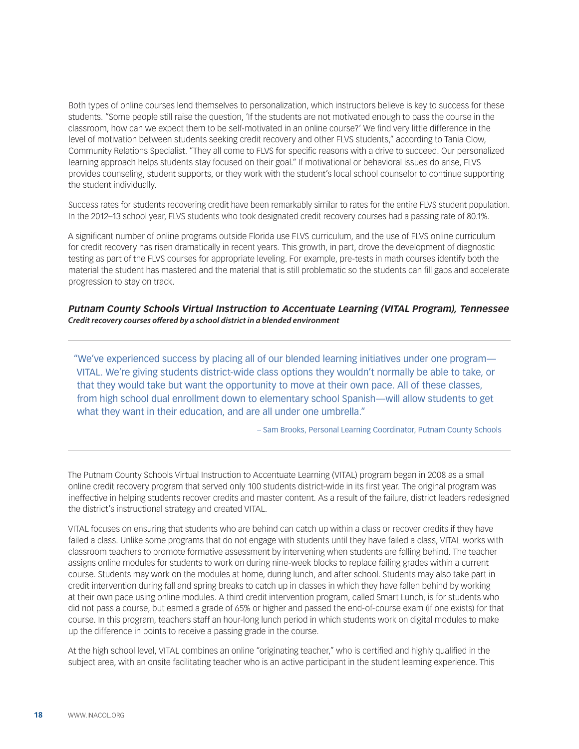Both types of online courses lend themselves to personalization, which instructors believe is key to success for these students. "Some people still raise the question, 'If the students are not motivated enough to pass the course in the classroom, how can we expect them to be self-motivated in an online course?' We find very little difference in the level of motivation between students seeking credit recovery and other FLVS students," according to Tania Clow, Community Relations Specialist. "They all come to FLVS for specific reasons with a drive to succeed. Our personalized learning approach helps students stay focused on their goal." If motivational or behavioral issues do arise, FLVS provides counseling, student supports, or they work with the student's local school counselor to continue supporting the student individually.

Success rates for students recovering credit have been remarkably similar to rates for the entire FLVS student population. In the 2012–13 school year, FLVS students who took designated credit recovery courses had a passing rate of 80.1%.

A significant number of online programs outside Florida use FLVS curriculum, and the use of FLVS online curriculum for credit recovery has risen dramatically in recent years. This growth, in part, drove the development of diagnostic testing as part of the FLVS courses for appropriate leveling. For example, pre-tests in math courses identify both the material the student has mastered and the material that is still problematic so the students can fill gaps and accelerate progression to stay on track.

### *Putnam County Schools Virtual Instruction to Accentuate Learning (VITAL Program), Tennessee*

***Credit recovery courses offered by a school district in a blended environment***

---

> "We've experienced success by placing all of our blended learning initiatives under one program—VITAL. We're giving students district-wide class options they wouldn't normally be able to take, or that they would take but want the opportunity to move at their own pace. All of these classes, from high school dual enrollment down to elementary school Spanish—will allow students to get what they want in their education, and are all under one umbrella."
>
> – Sam Brooks, Personal Learning Coordinator, Putnam County Schools

---

The Putnam County Schools Virtual Instruction to Accentuate Learning (VITAL) program began in 2008 as a small online credit recovery program that served only 100 students district-wide in its first year. The original program was ineffective in helping students recover credits and master content. As a result of the failure, district leaders redesigned the district's instructional strategy and created VITAL.

VITAL focuses on ensuring that students who are behind can catch up within a class or recover credits if they have failed a class. Unlike some programs that do not engage with students until they have failed a class, VITAL works with classroom teachers to promote formative assessment by intervening when students are falling behind. The teacher assigns online modules for students to work on during nine-week blocks to replace failing grades within a current course. Students may work on the modules at home, during lunch, and after school. Students may also take part in credit intervention during fall and spring breaks to catch up in classes in which they have fallen behind by working at their own pace using online modules. A third credit intervention program, called Smart Lunch, is for students who did not pass a course, but earned a grade of 65% or higher and passed the end-of-course exam (if one exists) for that course. In this program, teachers staff an hour-long lunch period in which students work on digital modules to make up the difference in points to receive a passing grade in the course.

At the high school level, VITAL combines an online "originating teacher," who is certified and highly qualified in the subject area, with an onsite facilitating teacher who is an active participant in the student learning experience. This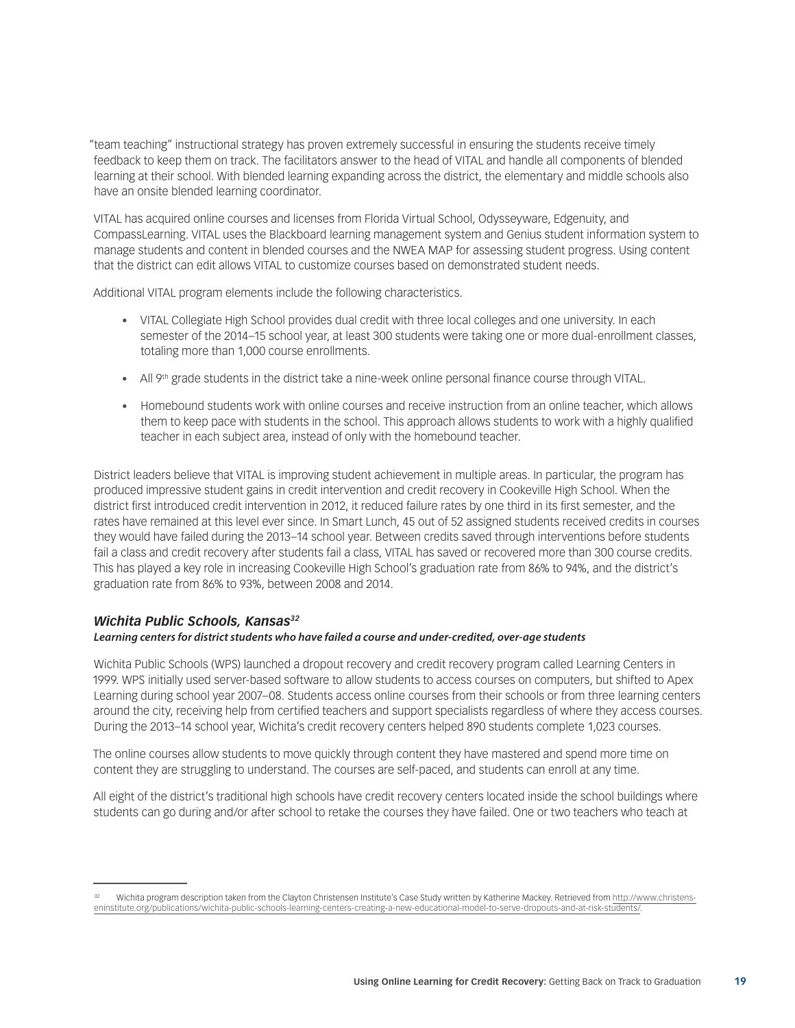"team teaching" instructional strategy has proven extremely successful in ensuring the students receive timely feedback to keep them on track. The facilitators answer to the head of VITAL and handle all components of blended learning at their school. With blended learning expanding across the district, the elementary and middle schools also have an onsite blended learning coordinator.

VITAL has acquired online courses and licenses from Florida Virtual School, Odysseyware, Edgenuity, and CompassLearning. VITAL uses the Blackboard learning management system and Genius student information system to manage students and content in blended courses and the NWEA MAP for assessing student progress. Using content that the district can edit allows VITAL to customize courses based on demonstrated student needs.

Additional VITAL program elements include the following characteristics.

- VITAL Collegiate High School provides dual credit with three local colleges and one university. In each semester of the 2014–15 school year, at least 300 students were taking one or more dual-enrollment classes, totaling more than 1,000 course enrollments.
- All 9th grade students in the district take a nine-week online personal finance course through VITAL.
- Homebound students work with online courses and receive instruction from an online teacher, which allows them to keep pace with students in the school. This approach allows students to work with a highly qualified teacher in each subject area, instead of only with the homebound teacher.

District leaders believe that VITAL is improving student achievement in multiple areas. In particular, the program has produced impressive student gains in credit intervention and credit recovery in Cookeville High School. When the district first introduced credit intervention in 2012, it reduced failure rates by one third in its first semester, and the rates have remained at this level ever since. In Smart Lunch, 45 out of 52 assigned students received credits in courses they would have failed during the 2013–14 school year. Between credits saved through interventions before students fail a class and credit recovery after students fail a class, VITAL has saved or recovered more than 300 course credits. This has played a key role in increasing Cookeville High School's graduation rate from 86% to 94%, and the district's graduation rate from 86% to 93%, between 2008 and 2014.

### *Wichita Public Schools, Kansas*[32]

***Learning centers for district students who have failed a course and under-credited, over-age students***

Wichita Public Schools (WPS) launched a dropout recovery and credit recovery program called Learning Centers in 1999. WPS initially used server-based software to allow students to access courses on computers, but shifted to Apex Learning during school year 2007–08. Students access online courses from their schools or from three learning centers around the city, receiving help from certified teachers and support specialists regardless of where they access courses. During the 2013–14 school year, Wichita's credit recovery centers helped 890 students complete 1,023 courses.

The online courses allow students to move quickly through content they have mastered and spend more time on content they are struggling to understand. The courses are self-paced, and students can enroll at any time.

All eight of the district's traditional high schools have credit recovery centers located inside the school buildings where students can go during and/or after school to retake the courses they have failed. One or two teachers who teach at

---

[32] Wichita program description taken from the Clayton Christensen Institute's Case Study written by Katherine Mackey. Retrieved from http://www.christenseninstitute.org/publications/wichita-public-schools-learning-centers-creating-a-new-educational-model-to-serve-dropouts-and-at-risk-students/.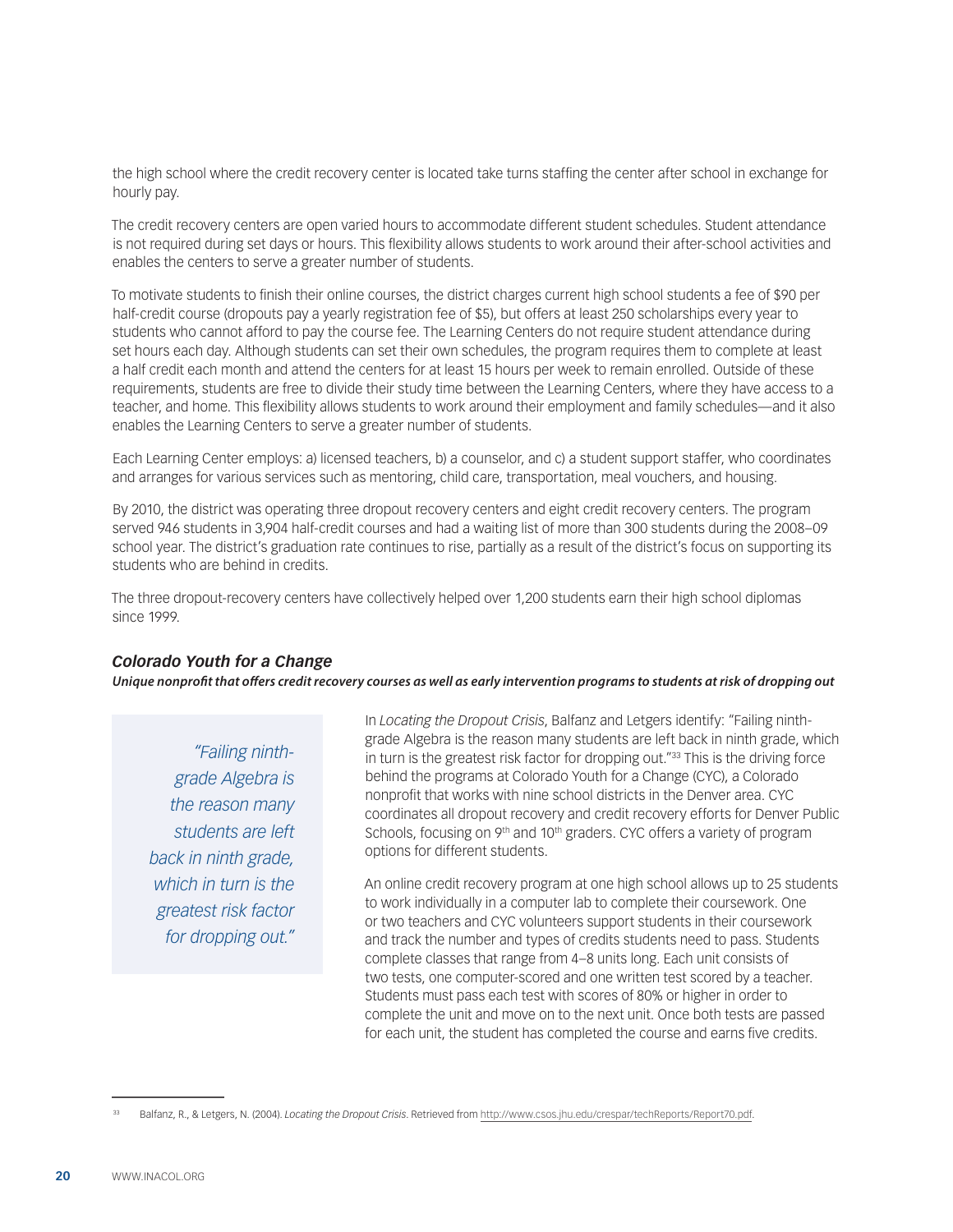the high school where the credit recovery center is located take turns staffing the center after school in exchange for hourly pay.

The credit recovery centers are open varied hours to accommodate different student schedules. Student attendance is not required during set days or hours. This flexibility allows students to work around their after-school activities and enables the centers to serve a greater number of students.

To motivate students to finish their online courses, the district charges current high school students a fee of $90 per half-credit course (dropouts pay a yearly registration fee of $5), but offers at least 250 scholarships every year to students who cannot afford to pay the course fee. The Learning Centers do not require student attendance during set hours each day. Although students can set their own schedules, the program requires them to complete at least a half credit each month and attend the centers for at least 15 hours per week to remain enrolled. Outside of these requirements, students are free to divide their study time between the Learning Centers, where they have access to a teacher, and home. This flexibility allows students to work around their employment and family schedules—and it also enables the Learning Centers to serve a greater number of students.

Each Learning Center employs: a) licensed teachers, b) a counselor, and c) a student support staffer, who coordinates and arranges for various services such as mentoring, child care, transportation, meal vouchers, and housing.

By 2010, the district was operating three dropout recovery centers and eight credit recovery centers. The program served 946 students in 3,904 half-credit courses and had a waiting list of more than 300 students during the 2008–09 school year. The district's graduation rate continues to rise, partially as a result of the district's focus on supporting its students who are behind in credits.

The three dropout-recovery centers have collectively helped over 1,200 students earn their high school diplomas since 1999.

### *Colorado Youth for a Change*

***Unique nonprofit that offers credit recovery courses as well as early intervention programs to students at risk of dropping out***

> *"Failing ninth-grade Algebra is the reason many students are left back in ninth grade, which in turn is the greatest risk factor for dropping out."*

In *Locating the Dropout Crisis*, Balfanz and Letgers identify: "Failing ninth-grade Algebra is the reason many students are left back in ninth grade, which in turn is the greatest risk factor for dropping out."[33] This is the driving force behind the programs at Colorado Youth for a Change (CYC), a Colorado nonprofit that works with nine school districts in the Denver area. CYC coordinates all dropout recovery and credit recovery efforts for Denver Public Schools, focusing on 9th and 10th graders. CYC offers a variety of program options for different students.

An online credit recovery program at one high school allows up to 25 students to work individually in a computer lab to complete their coursework. One or two teachers and CYC volunteers support students in their coursework and track the number and types of credits students need to pass. Students complete classes that range from 4–8 units long. Each unit consists of two tests, one computer-scored and one written test scored by a teacher. Students must pass each test with scores of 80% or higher in order to complete the unit and move on to the next unit. Once both tests are passed for each unit, the student has completed the course and earns five credits.

---

[33] Balfanz, R., & Letgers, N. (2004). *Locating the Dropout Crisis*. Retrieved from http://www.csos.jhu.edu/crespar/techReports/Report70.pdf.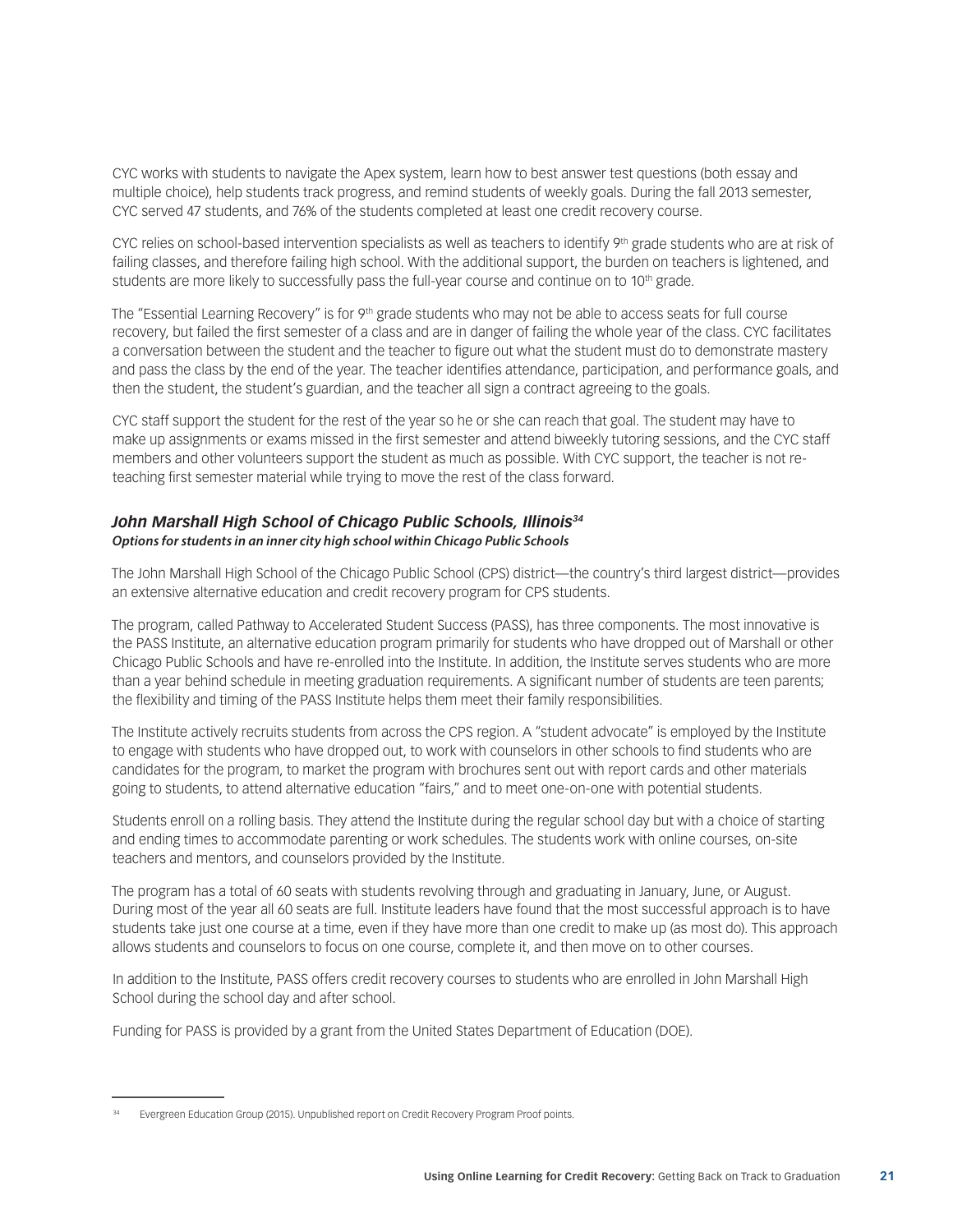CYC works with students to navigate the Apex system, learn how to best answer test questions (both essay and multiple choice), help students track progress, and remind students of weekly goals. During the fall 2013 semester, CYC served 47 students, and 76% of the students completed at least one credit recovery course.

CYC relies on school-based intervention specialists as well as teachers to identify 9th grade students who are at risk of failing classes, and therefore failing high school. With the additional support, the burden on teachers is lightened, and students are more likely to successfully pass the full-year course and continue on to 10th grade.

The "Essential Learning Recovery" is for 9th grade students who may not be able to access seats for full course recovery, but failed the first semester of a class and are in danger of failing the whole year of the class. CYC facilitates a conversation between the student and the teacher to figure out what the student must do to demonstrate mastery and pass the class by the end of the year. The teacher identifies attendance, participation, and performance goals, and then the student, the student's guardian, and the teacher all sign a contract agreeing to the goals.

CYC staff support the student for the rest of the year so he or she can reach that goal. The student may have to make up assignments or exams missed in the first semester and attend biweekly tutoring sessions, and the CYC staff members and other volunteers support the student as much as possible. With CYC support, the teacher is not re-teaching first semester material while trying to move the rest of the class forward.

### *John Marshall High School of Chicago Public Schools, Illinois*[34]

***Options for students in an inner city high school within Chicago Public Schools***

The John Marshall High School of the Chicago Public School (CPS) district—the country's third largest district—provides an extensive alternative education and credit recovery program for CPS students.

The program, called Pathway to Accelerated Student Success (PASS), has three components. The most innovative is the PASS Institute, an alternative education program primarily for students who have dropped out of Marshall or other Chicago Public Schools and have re-enrolled into the Institute. In addition, the Institute serves students who are more than a year behind schedule in meeting graduation requirements. A significant number of students are teen parents; the flexibility and timing of the PASS Institute helps them meet their family responsibilities.

The Institute actively recruits students from across the CPS region. A "student advocate" is employed by the Institute to engage with students who have dropped out, to work with counselors in other schools to find students who are candidates for the program, to market the program with brochures sent out with report cards and other materials going to students, to attend alternative education "fairs," and to meet one-on-one with potential students.

Students enroll on a rolling basis. They attend the Institute during the regular school day but with a choice of starting and ending times to accommodate parenting or work schedules. The students work with online courses, on-site teachers and mentors, and counselors provided by the Institute.

The program has a total of 60 seats with students revolving through and graduating in January, June, or August. During most of the year all 60 seats are full. Institute leaders have found that the most successful approach is to have students take just one course at a time, even if they have more than one credit to make up (as most do). This approach allows students and counselors to focus on one course, complete it, and then move on to other courses.

In addition to the Institute, PASS offers credit recovery courses to students who are enrolled in John Marshall High School during the school day and after school.

Funding for PASS is provided by a grant from the United States Department of Education (DOE).

---

[34] Evergreen Education Group (2015). Unpublished report on Credit Recovery Program Proof points.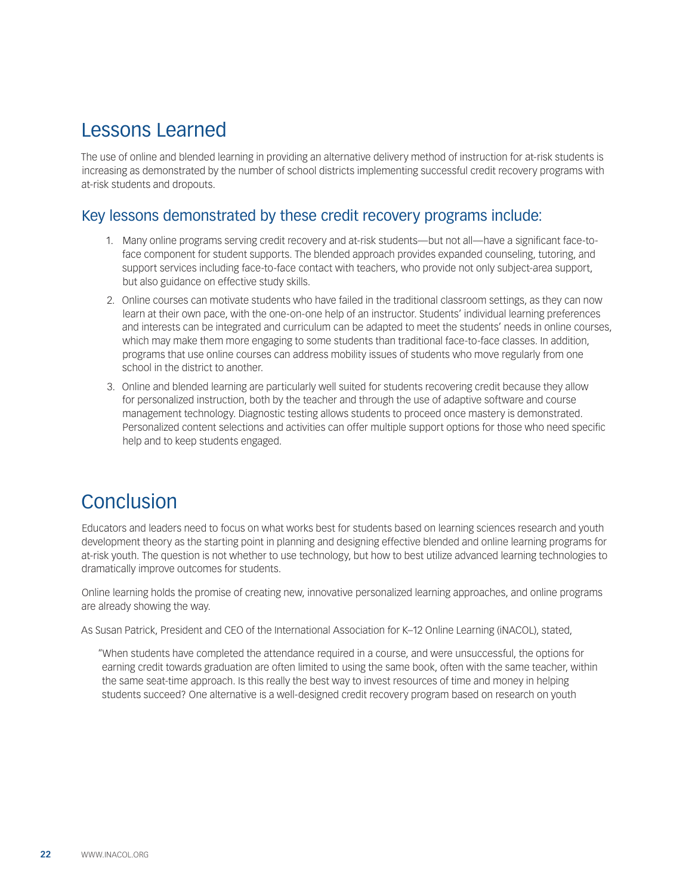# Lessons Learned

The use of online and blended learning in providing an alternative delivery method of instruction for at-risk students is increasing as demonstrated by the number of school districts implementing successful credit recovery programs with at-risk students and dropouts.

## Key lessons demonstrated by these credit recovery programs include:

1. Many online programs serving credit recovery and at-risk students—but not all—have a significant face-to-face component for student supports. The blended approach provides expanded counseling, tutoring, and support services including face-to-face contact with teachers, who provide not only subject-area support, but also guidance on effective study skills.
2. Online courses can motivate students who have failed in the traditional classroom settings, as they can now learn at their own pace, with the one-on-one help of an instructor. Students' individual learning preferences and interests can be integrated and curriculum can be adapted to meet the students' needs in online courses, which may make them more engaging to some students than traditional face-to-face classes. In addition, programs that use online courses can address mobility issues of students who move regularly from one school in the district to another.
3. Online and blended learning are particularly well suited for students recovering credit because they allow for personalized instruction, both by the teacher and through the use of adaptive software and course management technology. Diagnostic testing allows students to proceed once mastery is demonstrated. Personalized content selections and activities can offer multiple support options for those who need specific help and to keep students engaged.

# Conclusion

Educators and leaders need to focus on what works best for students based on learning sciences research and youth development theory as the starting point in planning and designing effective blended and online learning programs for at-risk youth. The question is not whether to use technology, but how to best utilize advanced learning technologies to dramatically improve outcomes for students.

Online learning holds the promise of creating new, innovative personalized learning approaches, and online programs are already showing the way.

As Susan Patrick, President and CEO of the International Association for K–12 Online Learning (iNACOL), stated,

> "When students have completed the attendance required in a course, and were unsuccessful, the options for earning credit towards graduation are often limited to using the same book, often with the same teacher, within the same seat-time approach. Is this really the best way to invest resources of time and money in helping students succeed? One alternative is a well-designed credit recovery program based on research on youth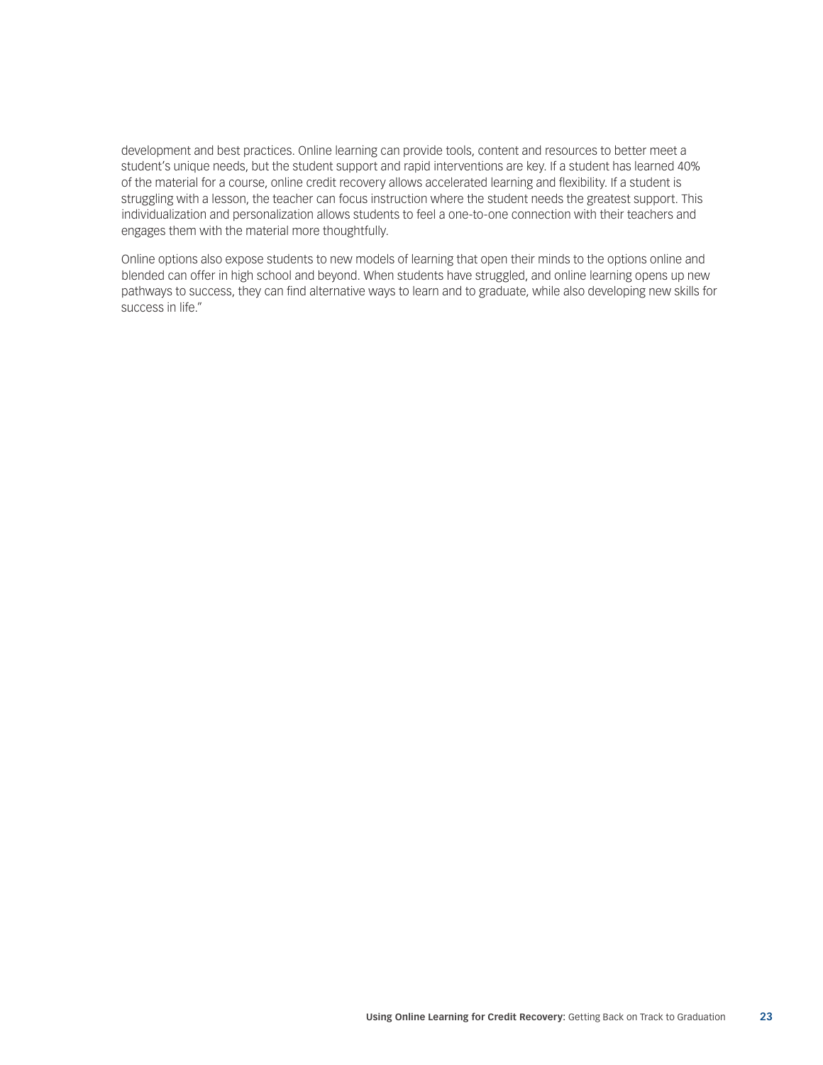development and best practices. Online learning can provide tools, content and resources to better meet a student's unique needs, but the student support and rapid interventions are key. If a student has learned 40% of the material for a course, online credit recovery allows accelerated learning and flexibility. If a student is struggling with a lesson, the teacher can focus instruction where the student needs the greatest support. This individualization and personalization allows students to feel a one-to-one connection with their teachers and engages them with the material more thoughtfully.

Online options also expose students to new models of learning that open their minds to the options online and blended can offer in high school and beyond. When students have struggled, and online learning opens up new pathways to success, they can find alternative ways to learn and to graduate, while also developing new skills for success in life."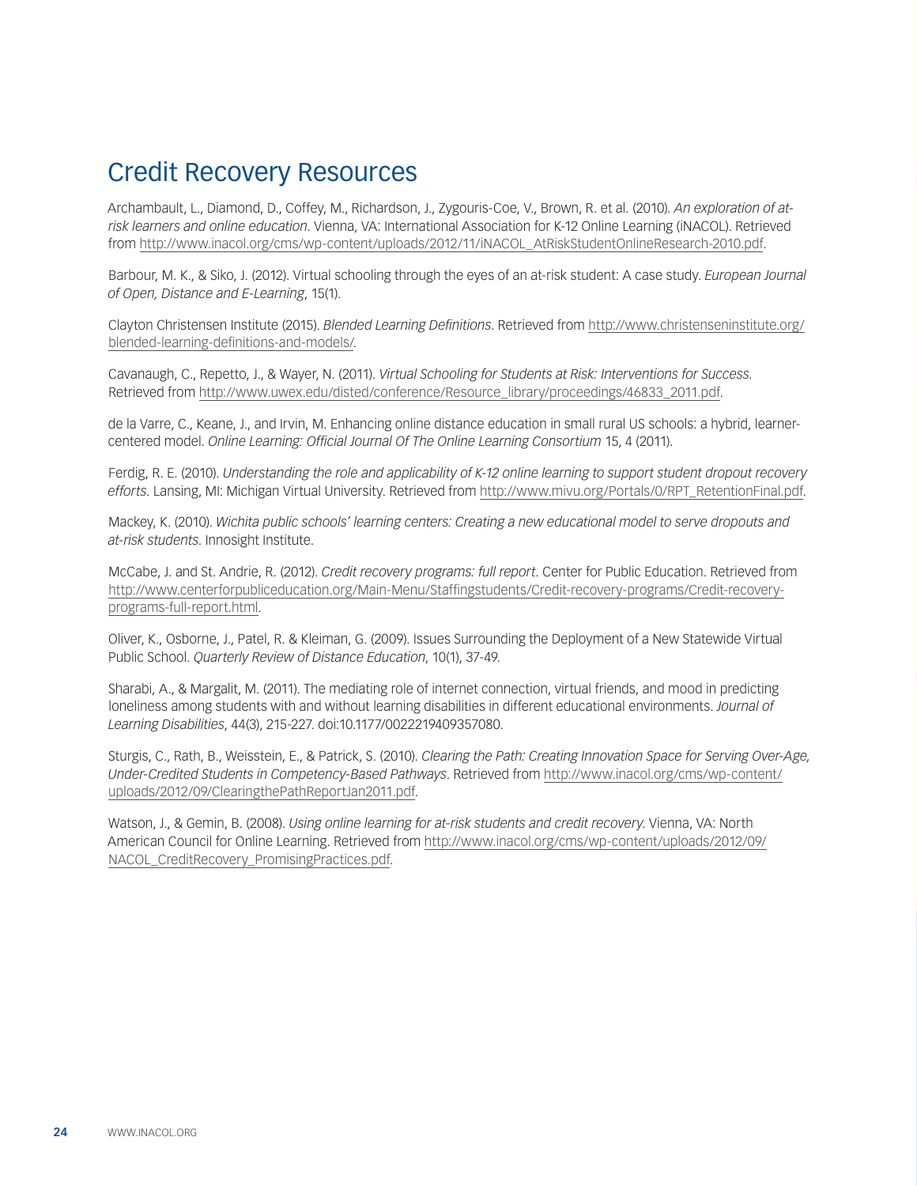## Credit Recovery Resources

Archambault, L., Diamond, D., Coffey, M., Richardson, J., Zygouris-Coe, V., Brown, R. et al. (2010). *An exploration of at-risk learners and online education*. Vienna, VA: International Association for K-12 Online Learning (iNACOL). Retrieved from http://www.inacol.org/cms/wp-content/uploads/2012/11/iNACOL_AtRiskStudentOnlineResearch-2010.pdf.

Barbour, M. K., & Siko, J. (2012). Virtual schooling through the eyes of an at-risk student: A case study. *European Journal of Open, Distance and E-Learning*, 15(1).

Clayton Christensen Institute (2015). *Blended Learning Definitions*. Retrieved from http://www.christenseninstitute.org/blended-learning-definitions-and-models/.

Cavanaugh, C., Repetto, J., & Wayer, N. (2011). *Virtual Schooling for Students at Risk: Interventions for Success.* Retrieved from http://www.uwex.edu/disted/conference/Resource_library/proceedings/46833_2011.pdf.

de la Varre, C., Keane, J., and Irvin, M. Enhancing online distance education in small rural US schools: a hybrid, learner-centered model. *Online Learning: Official Journal Of The Online Learning Consortium* 15, 4 (2011).

Ferdig, R. E. (2010). *Understanding the role and applicability of K-12 online learning to support student dropout recovery efforts*. Lansing, MI: Michigan Virtual University. Retrieved from http://www.mivu.org/Portals/0/RPT_RetentionFinal.pdf.

Mackey, K. (2010). *Wichita public schools' learning centers: Creating a new educational model to serve dropouts and at-risk students*. Innosight Institute.

McCabe, J. and St. Andrie, R. (2012). *Credit recovery programs: full report*. Center for Public Education. Retrieved from http://www.centerforpubliceducation.org/Main-Menu/Staffingstudents/Credit-recovery-programs/Credit-recovery-programs-full-report.html.

Oliver, K., Osborne, J., Patel, R. & Kleiman, G. (2009). Issues Surrounding the Deployment of a New Statewide Virtual Public School. *Quarterly Review of Distance Education*, 10(1), 37-49.

Sharabi, A., & Margalit, M. (2011). The mediating role of internet connection, virtual friends, and mood in predicting loneliness among students with and without learning disabilities in different educational environments. *Journal of Learning Disabilities*, 44(3), 215-227. doi:10.1177/0022219409357080.

Sturgis, C., Rath, B., Weisstein, E., & Patrick, S. (2010). *Clearing the Path: Creating Innovation Space for Serving Over-Age, Under-Credited Students in Competency-Based Pathways*. Retrieved from http://www.inacol.org/cms/wp-content/uploads/2012/09/ClearingthePathReportJan2011.pdf.

Watson, J., & Gemin, B. (2008). *Using online learning for at-risk students and credit recovery.* Vienna, VA: North American Council for Online Learning. Retrieved from http://www.inacol.org/cms/wp-content/uploads/2012/09/NACOL_CreditRecovery_PromisingPractices.pdf.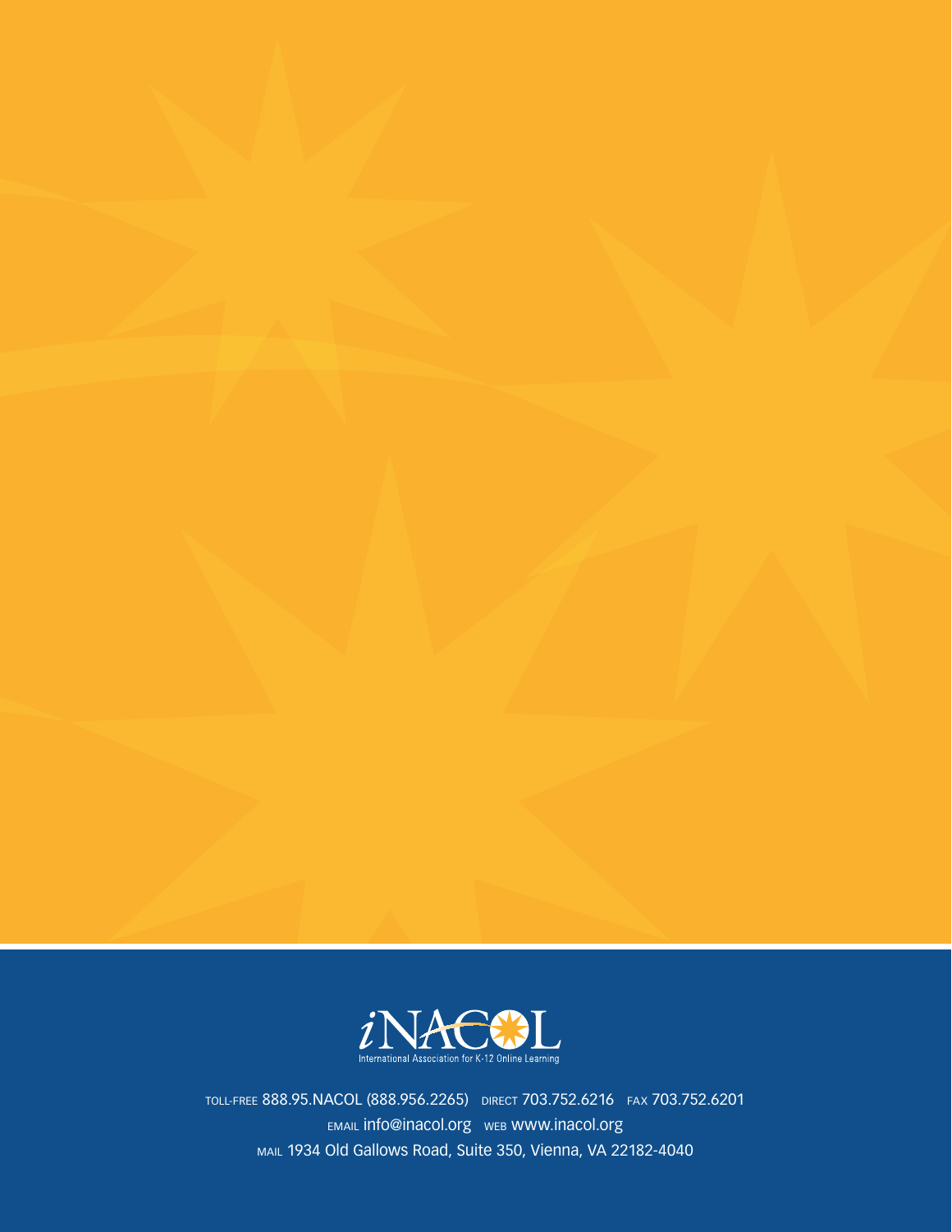iNACOL

International Association for K-12 Online Learning

TOLL-FREE 888.95.NACOL (888.956.2265) DIRECT 703.752.6216 FAX 703.752.6201

EMAIL info@inacol.org WEB www.inacol.org

MAIL 1934 Old Gallows Road, Suite 350, Vienna, VA 22182-4040